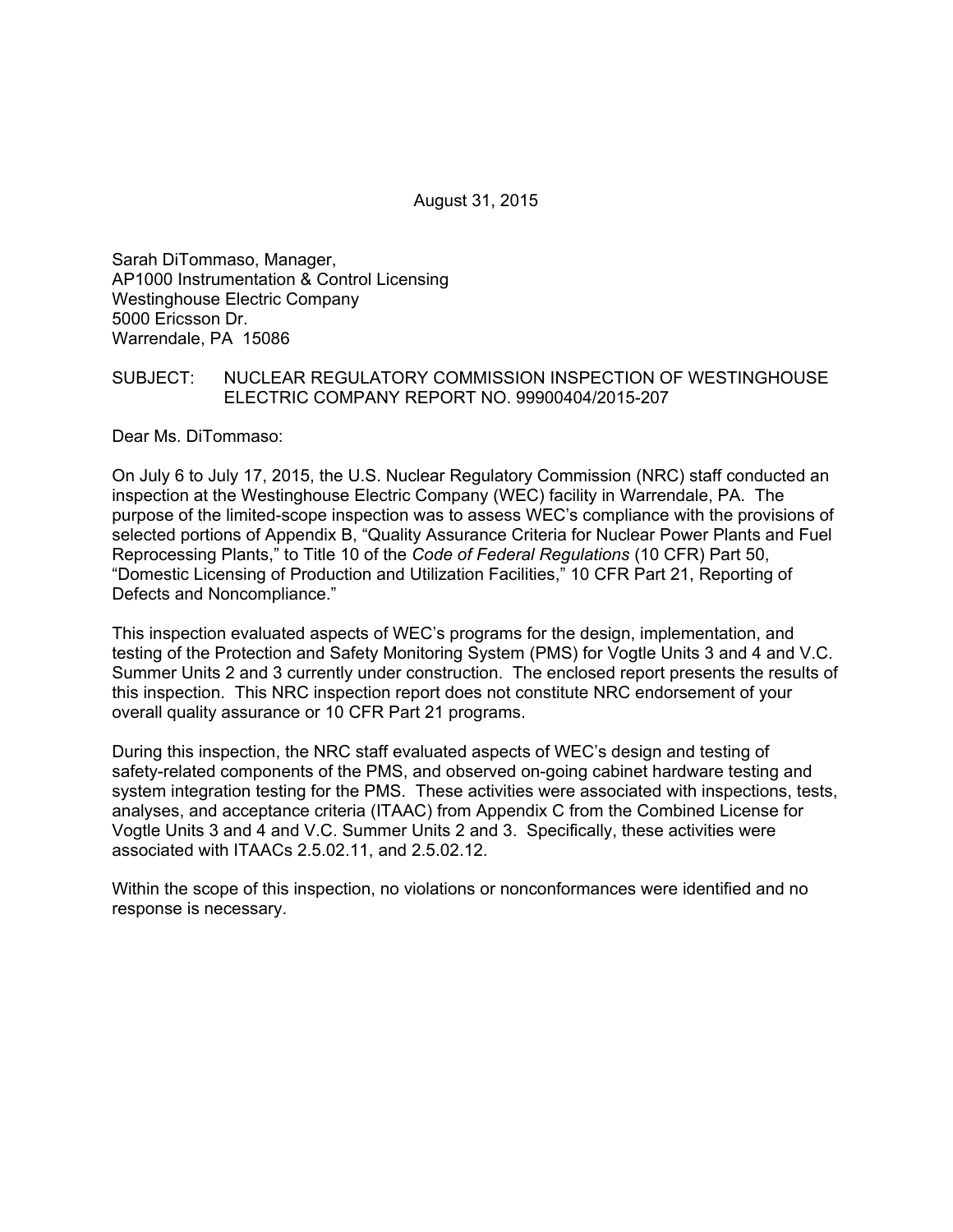August 31, 2015

Sarah DiTommaso, Manager,
AP1000 Instrumentation & Control Licensing
Westinghouse Electric Company
5000 Ericsson Dr.
Warrendale, PA 15086

SUBJECT: NUCLEAR REGULATORY COMMISSION INSPECTION OF WESTINGHOUSE ELECTRIC COMPANY REPORT NO. 99900404/2015-207

Dear Ms. DiTommaso:

On July 6 to July 17, 2015, the U.S. Nuclear Regulatory Commission (NRC) staff conducted an inspection at the Westinghouse Electric Company (WEC) facility in Warrendale, PA. The purpose of the limited-scope inspection was to assess WEC's compliance with the provisions of selected portions of Appendix B, "Quality Assurance Criteria for Nuclear Power Plants and Fuel Reprocessing Plants," to Title 10 of the *Code of Federal Regulations* (10 CFR) Part 50, "Domestic Licensing of Production and Utilization Facilities," 10 CFR Part 21, Reporting of Defects and Noncompliance."

This inspection evaluated aspects of WEC's programs for the design, implementation, and testing of the Protection and Safety Monitoring System (PMS) for Vogtle Units 3 and 4 and V.C. Summer Units 2 and 3 currently under construction. The enclosed report presents the results of this inspection. This NRC inspection report does not constitute NRC endorsement of your overall quality assurance or 10 CFR Part 21 programs.

During this inspection, the NRC staff evaluated aspects of WEC's design and testing of safety-related components of the PMS, and observed on-going cabinet hardware testing and system integration testing for the PMS. These activities were associated with inspections, tests, analyses, and acceptance criteria (ITAAC) from Appendix C from the Combined License for Vogtle Units 3 and 4 and V.C. Summer Units 2 and 3. Specifically, these activities were associated with ITAACs 2.5.02.11, and 2.5.02.12.

Within the scope of this inspection, no violations or nonconformances were identified and no response is necessary.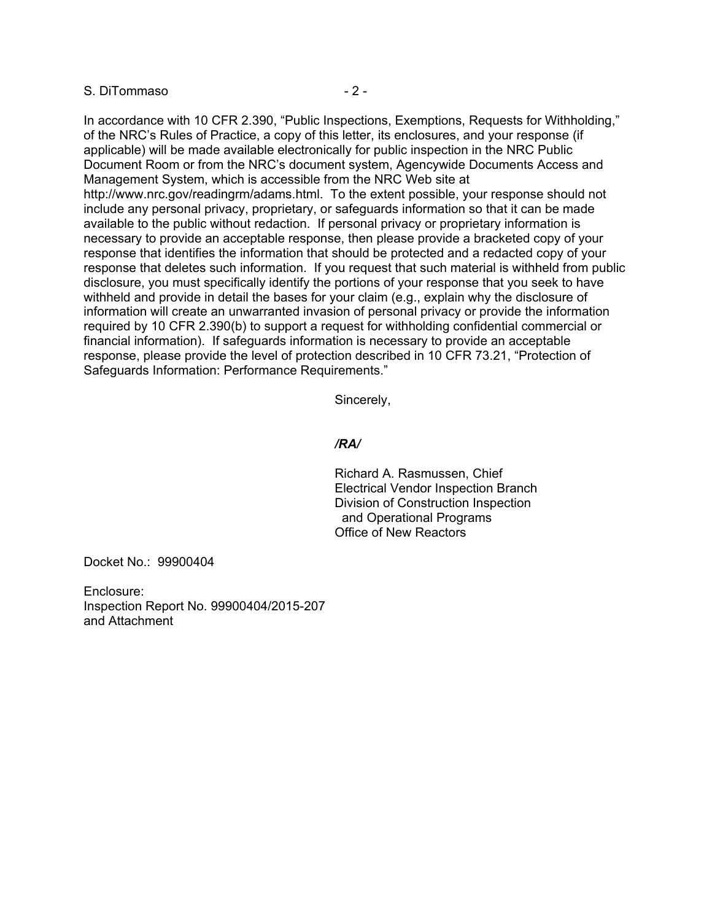In accordance with 10 CFR 2.390, "Public Inspections, Exemptions, Requests for Withholding," of the NRC's Rules of Practice, a copy of this letter, its enclosures, and your response (if applicable) will be made available electronically for public inspection in the NRC Public Document Room or from the NRC's document system, Agencywide Documents Access and Management System, which is accessible from the NRC Web site at http://www.nrc.gov/readingrm/adams.html. To the extent possible, your response should not include any personal privacy, proprietary, or safeguards information so that it can be made available to the public without redaction. If personal privacy or proprietary information is necessary to provide an acceptable response, then please provide a bracketed copy of your response that identifies the information that should be protected and a redacted copy of your response that deletes such information. If you request that such material is withheld from public disclosure, you must specifically identify the portions of your response that you seek to have withheld and provide in detail the bases for your claim (e.g., explain why the disclosure of information will create an unwarranted invasion of personal privacy or provide the information required by 10 CFR 2.390(b) to support a request for withholding confidential commercial or financial information). If safeguards information is necessary to provide an acceptable response, please provide the level of protection described in 10 CFR 73.21, "Protection of Safeguards Information: Performance Requirements."

Sincerely,

***/RA/***

Richard A. Rasmussen, Chief
Electrical Vendor Inspection Branch
Division of Construction Inspection
and Operational Programs
Office of New Reactors

Docket No.: 99900404

Enclosure:
Inspection Report No. 99900404/2015-207
and Attachment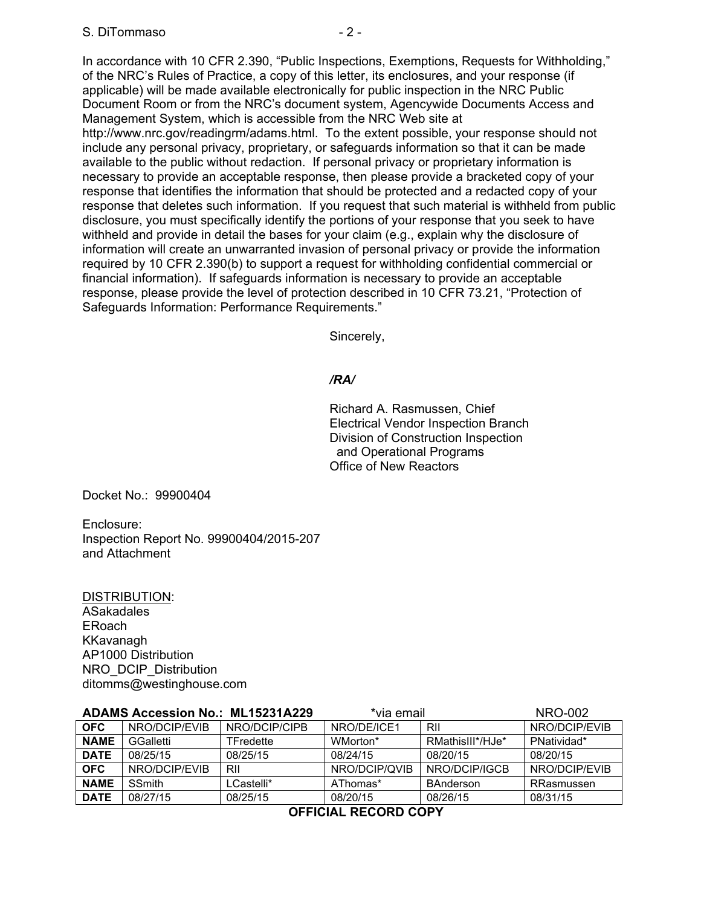In accordance with 10 CFR 2.390, "Public Inspections, Exemptions, Requests for Withholding," of the NRC's Rules of Practice, a copy of this letter, its enclosures, and your response (if applicable) will be made available electronically for public inspection in the NRC Public Document Room or from the NRC's document system, Agencywide Documents Access and Management System, which is accessible from the NRC Web site at http://www.nrc.gov/readingrm/adams.html. To the extent possible, your response should not include any personal privacy, proprietary, or safeguards information so that it can be made available to the public without redaction. If personal privacy or proprietary information is necessary to provide an acceptable response, then please provide a bracketed copy of your response that identifies the information that should be protected and a redacted copy of your response that deletes such information. If you request that such material is withheld from public disclosure, you must specifically identify the portions of your response that you seek to have withheld and provide in detail the bases for your claim (e.g., explain why the disclosure of information will create an unwarranted invasion of personal privacy or provide the information required by 10 CFR 2.390(b) to support a request for withholding confidential commercial or financial information). If safeguards information is necessary to provide an acceptable response, please provide the level of protection described in 10 CFR 73.21, "Protection of Safeguards Information: Performance Requirements."

Sincerely,

*/RA/*

Richard A. Rasmussen, Chief
Electrical Vendor Inspection Branch
Division of Construction Inspection
and Operational Programs
Office of New Reactors

Docket No.: 99900404

Enclosure:
Inspection Report No. 99900404/2015-207
and Attachment

DISTRIBUTION:
ASakadales
ERoach
KKavanagh
AP1000 Distribution
NRO_DCIP_Distribution
ditomms@westinghouse.com

**ADAMS Accession No.: ML15231A229** *via email NRO-002

| **OFC** | NRO/DCIP/EVIB | NRO/DCIP/CIPB | NRO/DE/ICE1 | RII | NRO/DCIP/EVIB |
|---|---|---|---|---|---|
| **NAME** | GGalletti | TFredette | WMorton* | RMathisIII*/HJe* | PNatividad* |
| **DATE** | 08/25/15 | 08/25/15 | 08/24/15 | 08/20/15 | 08/20/15 |
| **OFC** | NRO/DCIP/EVIB | RII | NRO/DCIP/QVIB | NRO/DCIP/IGCB | NRO/DCIP/EVIB |
| **NAME** | SSmith | LCastelli* | AThomas* | BAnderson | RRasmussen |
| **DATE** | 08/27/15 | 08/25/15 | 08/20/15 | 08/26/15 | 08/31/15 |

**OFFICIAL RECORD COPY**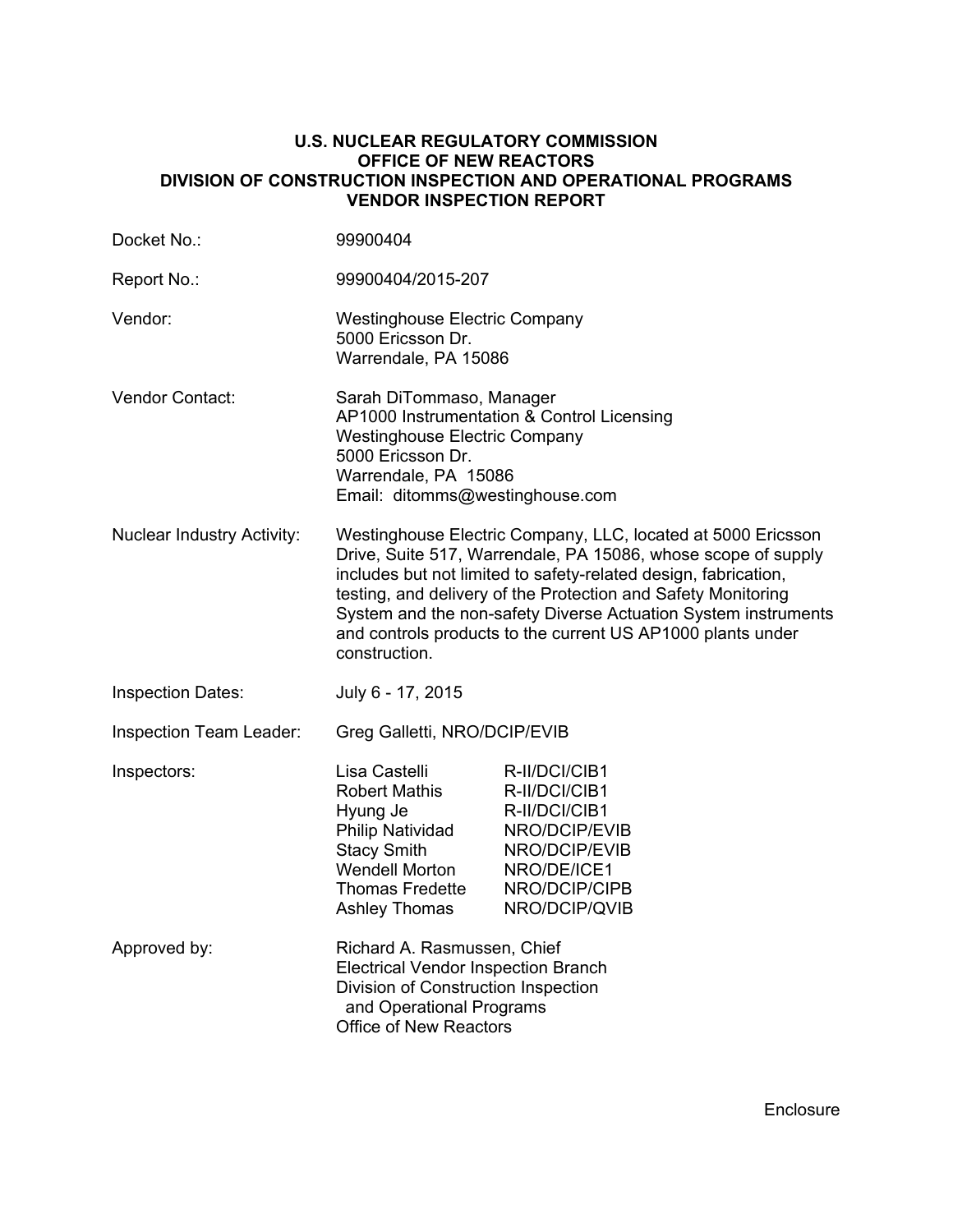**U.S. NUCLEAR REGULATORY COMMISSION**
**OFFICE OF NEW REACTORS**
**DIVISION OF CONSTRUCTION INSPECTION AND OPERATIONAL PROGRAMS**
**VENDOR INSPECTION REPORT**

| | | |
|---|---|---|
| Docket No.: | 99900404 | |
| Report No.: | 99900404/2015-207 | |
| Vendor: | Westinghouse Electric Company<br>5000 Ericsson Dr.<br>Warrendale, PA 15086 | |
| Vendor Contact: | Sarah DiTommaso, Manager<br>AP1000 Instrumentation & Control Licensing<br>Westinghouse Electric Company<br>5000 Ericsson Dr.<br>Warrendale, PA 15086<br>Email: ditomms@westinghouse.com | |
| Nuclear Industry Activity: | Westinghouse Electric Company, LLC, located at 5000 Ericsson Drive, Suite 517, Warrendale, PA 15086, whose scope of supply includes but not limited to safety-related design, fabrication, testing, and delivery of the Protection and Safety Monitoring System and the non-safety Diverse Actuation System instruments and controls products to the current US AP1000 plants under construction. | |
| Inspection Dates: | July 6 - 17, 2015 | |
| Inspection Team Leader: | Greg Galletti, NRO/DCIP/EVIB | |
| Inspectors: | Lisa Castelli | R-II/DCI/CIB1 |
| | Robert Mathis | R-II/DCI/CIB1 |
| | Hyung Je | R-II/DCI/CIB1 |
| | Philip Natividad | NRO/DCIP/EVIB |
| | Stacy Smith | NRO/DCIP/EVIB |
| | Wendell Morton | NRO/DE/ICE1 |
| | Thomas Fredette | NRO/DCIP/CIPB |
| | Ashley Thomas | NRO/DCIP/QVIB |
| Approved by: | Richard A. Rasmussen, Chief<br>Electrical Vendor Inspection Branch<br>Division of Construction Inspection and Operational Programs<br>Office of New Reactors | |

Enclosure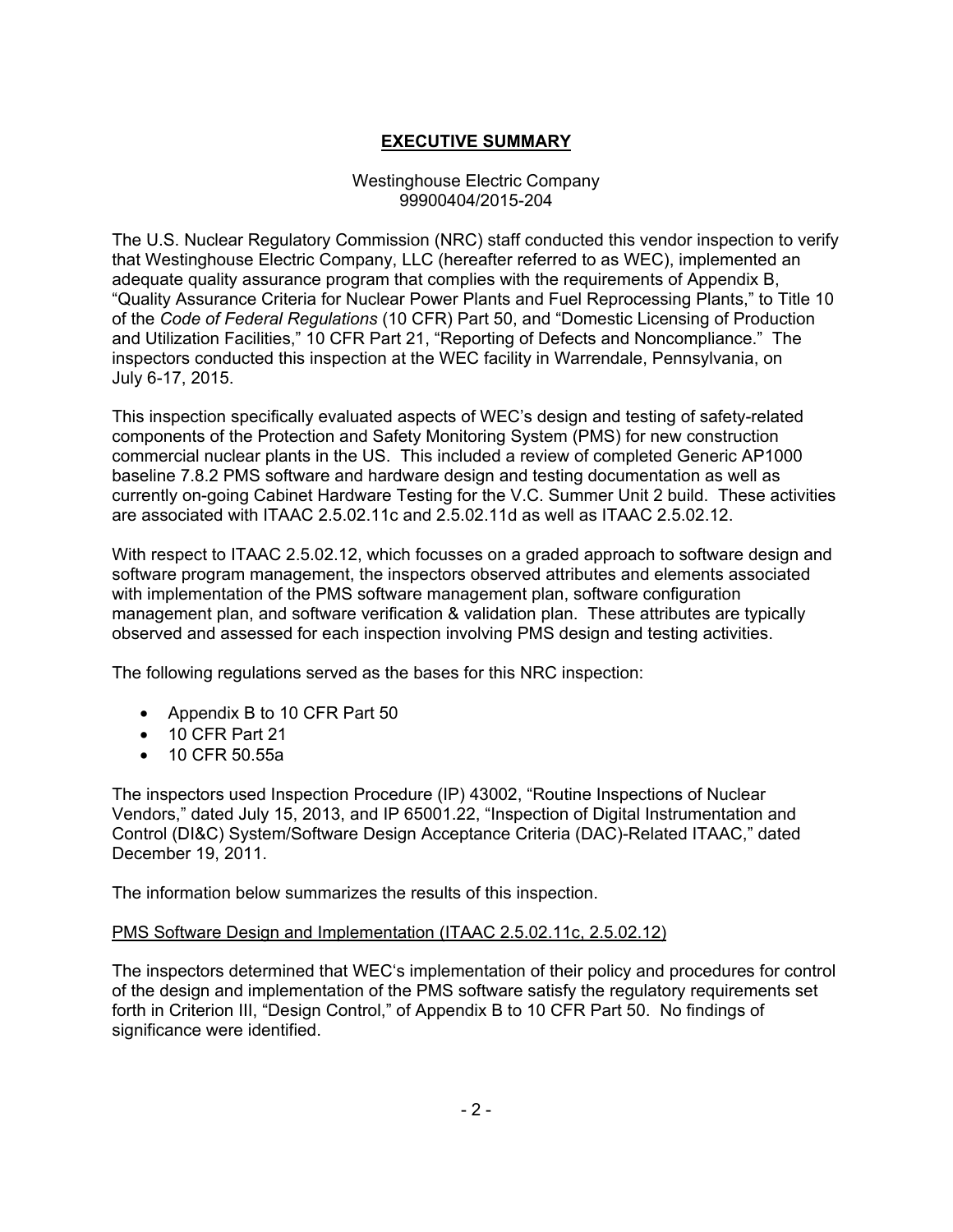## **EXECUTIVE SUMMARY**

Westinghouse Electric Company
99900404/2015-204

The U.S. Nuclear Regulatory Commission (NRC) staff conducted this vendor inspection to verify that Westinghouse Electric Company, LLC (hereafter referred to as WEC), implemented an adequate quality assurance program that complies with the requirements of Appendix B, "Quality Assurance Criteria for Nuclear Power Plants and Fuel Reprocessing Plants," to Title 10 of the *Code of Federal Regulations* (10 CFR) Part 50, and "Domestic Licensing of Production and Utilization Facilities," 10 CFR Part 21, "Reporting of Defects and Noncompliance." The inspectors conducted this inspection at the WEC facility in Warrendale, Pennsylvania, on July 6-17, 2015.

This inspection specifically evaluated aspects of WEC's design and testing of safety-related components of the Protection and Safety Monitoring System (PMS) for new construction commercial nuclear plants in the US. This included a review of completed Generic AP1000 baseline 7.8.2 PMS software and hardware design and testing documentation as well as currently on-going Cabinet Hardware Testing for the V.C. Summer Unit 2 build. These activities are associated with ITAAC 2.5.02.11c and 2.5.02.11d as well as ITAAC 2.5.02.12.

With respect to ITAAC 2.5.02.12, which focusses on a graded approach to software design and software program management, the inspectors observed attributes and elements associated with implementation of the PMS software management plan, software configuration management plan, and software verification & validation plan. These attributes are typically observed and assessed for each inspection involving PMS design and testing activities.

The following regulations served as the bases for this NRC inspection:

- Appendix B to 10 CFR Part 50
- 10 CFR Part 21
- 10 CFR 50.55a

The inspectors used Inspection Procedure (IP) 43002, "Routine Inspections of Nuclear Vendors," dated July 15, 2013, and IP 65001.22, "Inspection of Digital Instrumentation and Control (DI&C) System/Software Design Acceptance Criteria (DAC)-Related ITAAC," dated December 19, 2011.

The information below summarizes the results of this inspection.

PMS Software Design and Implementation (ITAAC 2.5.02.11c, 2.5.02.12)

The inspectors determined that WEC's implementation of their policy and procedures for control of the design and implementation of the PMS software satisfy the regulatory requirements set forth in Criterion III, "Design Control," of Appendix B to 10 CFR Part 50. No findings of significance were identified.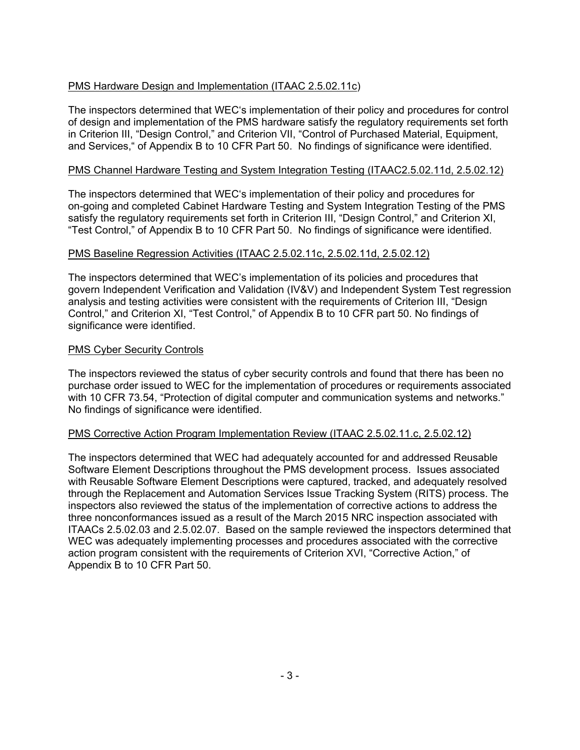PMS Hardware Design and Implementation (ITAAC 2.5.02.11c)

The inspectors determined that WEC's implementation of their policy and procedures for control of design and implementation of the PMS hardware satisfy the regulatory requirements set forth in Criterion III, "Design Control," and Criterion VII, "Control of Purchased Material, Equipment, and Services," of Appendix B to 10 CFR Part 50. No findings of significance were identified.

PMS Channel Hardware Testing and System Integration Testing (ITAAC2.5.02.11d, 2.5.02.12)

The inspectors determined that WEC's implementation of their policy and procedures for on-going and completed Cabinet Hardware Testing and System Integration Testing of the PMS satisfy the regulatory requirements set forth in Criterion III, "Design Control," and Criterion XI, "Test Control," of Appendix B to 10 CFR Part 50. No findings of significance were identified.

PMS Baseline Regression Activities (ITAAC 2.5.02.11c, 2.5.02.11d, 2.5.02.12)

The inspectors determined that WEC's implementation of its policies and procedures that govern Independent Verification and Validation (IV&V) and Independent System Test regression analysis and testing activities were consistent with the requirements of Criterion III, "Design Control," and Criterion XI, "Test Control," of Appendix B to 10 CFR part 50. No findings of significance were identified.

PMS Cyber Security Controls

The inspectors reviewed the status of cyber security controls and found that there has been no purchase order issued to WEC for the implementation of procedures or requirements associated with 10 CFR 73.54, "Protection of digital computer and communication systems and networks." No findings of significance were identified.

PMS Corrective Action Program Implementation Review (ITAAC 2.5.02.11.c, 2.5.02.12)

The inspectors determined that WEC had adequately accounted for and addressed Reusable Software Element Descriptions throughout the PMS development process. Issues associated with Reusable Software Element Descriptions were captured, tracked, and adequately resolved through the Replacement and Automation Services Issue Tracking System (RITS) process. The inspectors also reviewed the status of the implementation of corrective actions to address the three nonconformances issued as a result of the March 2015 NRC inspection associated with ITAACs 2.5.02.03 and 2.5.02.07. Based on the sample reviewed the inspectors determined that WEC was adequately implementing processes and procedures associated with the corrective action program consistent with the requirements of Criterion XVI, "Corrective Action," of Appendix B to 10 CFR Part 50.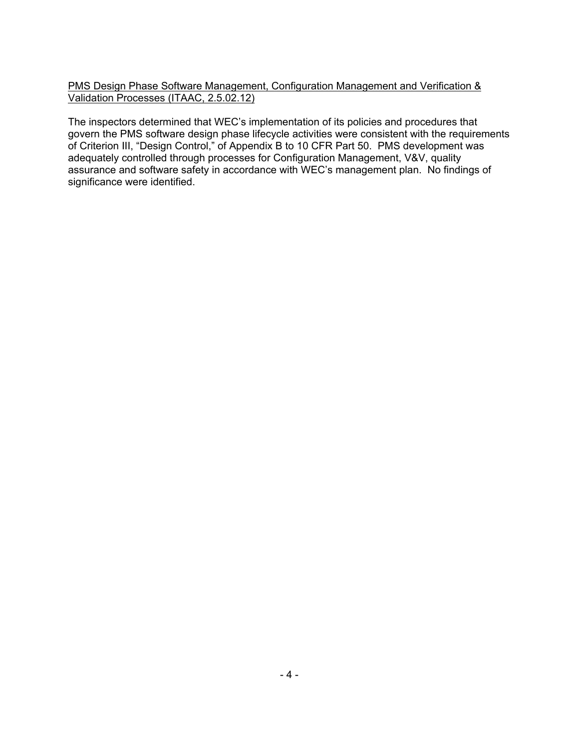PMS Design Phase Software Management, Configuration Management and Verification & Validation Processes (ITAAC, 2.5.02.12)

The inspectors determined that WEC's implementation of its policies and procedures that govern the PMS software design phase lifecycle activities were consistent with the requirements of Criterion III, "Design Control," of Appendix B to 10 CFR Part 50. PMS development was adequately controlled through processes for Configuration Management, V&V, quality assurance and software safety in accordance with WEC's management plan. No findings of significance were identified.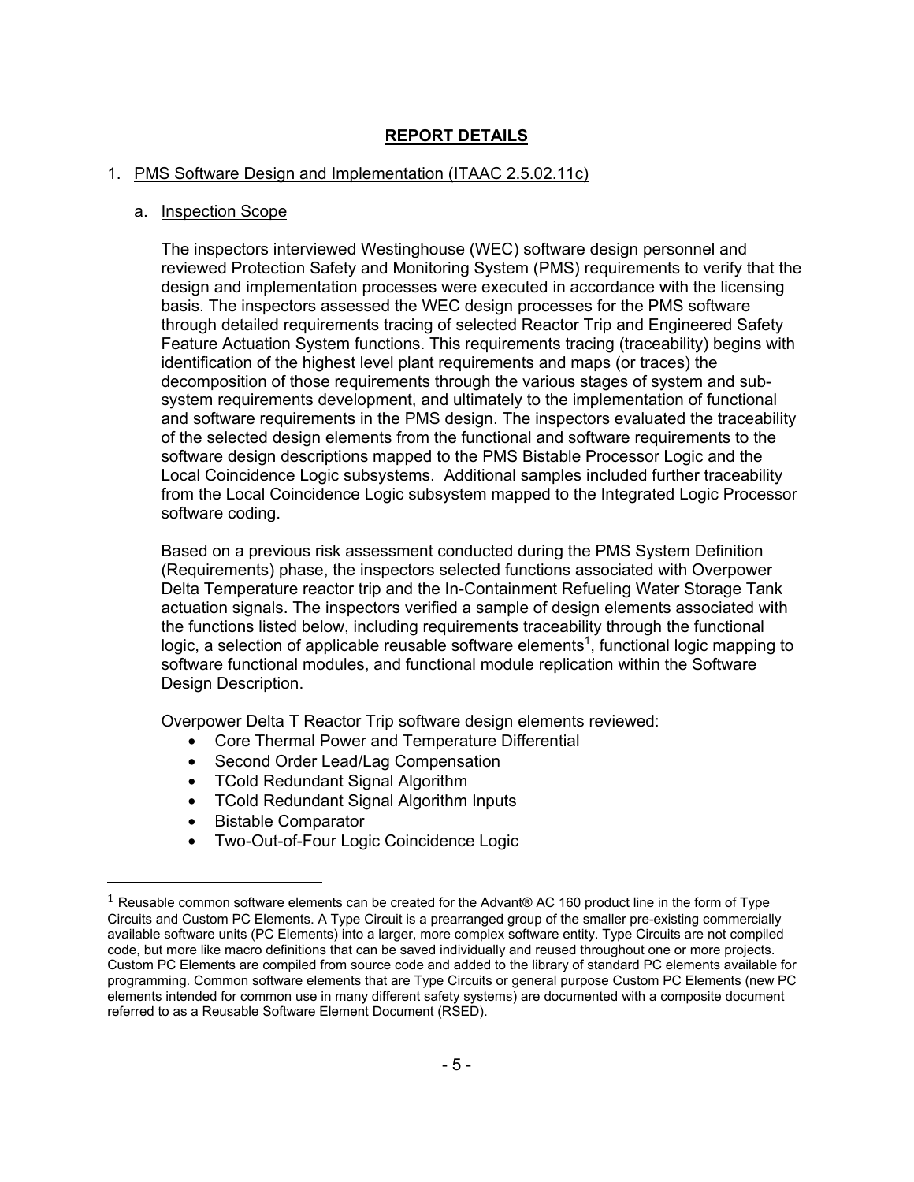# REPORT DETAILS

1. PMS Software Design and Implementation (ITAAC 2.5.02.11c)

   a. Inspection Scope

   The inspectors interviewed Westinghouse (WEC) software design personnel and reviewed Protection Safety and Monitoring System (PMS) requirements to verify that the design and implementation processes were executed in accordance with the licensing basis. The inspectors assessed the WEC design processes for the PMS software through detailed requirements tracing of selected Reactor Trip and Engineered Safety Feature Actuation System functions. This requirements tracing (traceability) begins with identification of the highest level plant requirements and maps (or traces) the decomposition of those requirements through the various stages of system and sub-system requirements development, and ultimately to the implementation of functional and software requirements in the PMS design. The inspectors evaluated the traceability of the selected design elements from the functional and software requirements to the software design descriptions mapped to the PMS Bistable Processor Logic and the Local Coincidence Logic subsystems. Additional samples included further traceability from the Local Coincidence Logic subsystem mapped to the Integrated Logic Processor software coding.

   Based on a previous risk assessment conducted during the PMS System Definition (Requirements) phase, the inspectors selected functions associated with Overpower Delta Temperature reactor trip and the In-Containment Refueling Water Storage Tank actuation signals. The inspectors verified a sample of design elements associated with the functions listed below, including requirements traceability through the functional logic, a selection of applicable reusable software elements[1], functional logic mapping to software functional modules, and functional module replication within the Software Design Description.

   Overpower Delta T Reactor Trip software design elements reviewed:

   - Core Thermal Power and Temperature Differential
   - Second Order Lead/Lag Compensation
   - TCold Redundant Signal Algorithm
   - TCold Redundant Signal Algorithm Inputs
   - Bistable Comparator
   - Two-Out-of-Four Logic Coincidence Logic

---

[1] Reusable common software elements can be created for the Advant® AC 160 product line in the form of Type Circuits and Custom PC Elements. A Type Circuit is a prearranged group of the smaller pre-existing commercially available software units (PC Elements) into a larger, more complex software entity. Type Circuits are not compiled code, but more like macro definitions that can be saved individually and reused throughout one or more projects. Custom PC Elements are compiled from source code and added to the library of standard PC elements available for programming. Common software elements that are Type Circuits or general purpose Custom PC Elements (new PC elements intended for common use in many different safety systems) are documented with a composite document referred to as a Reusable Software Element Document (RSED).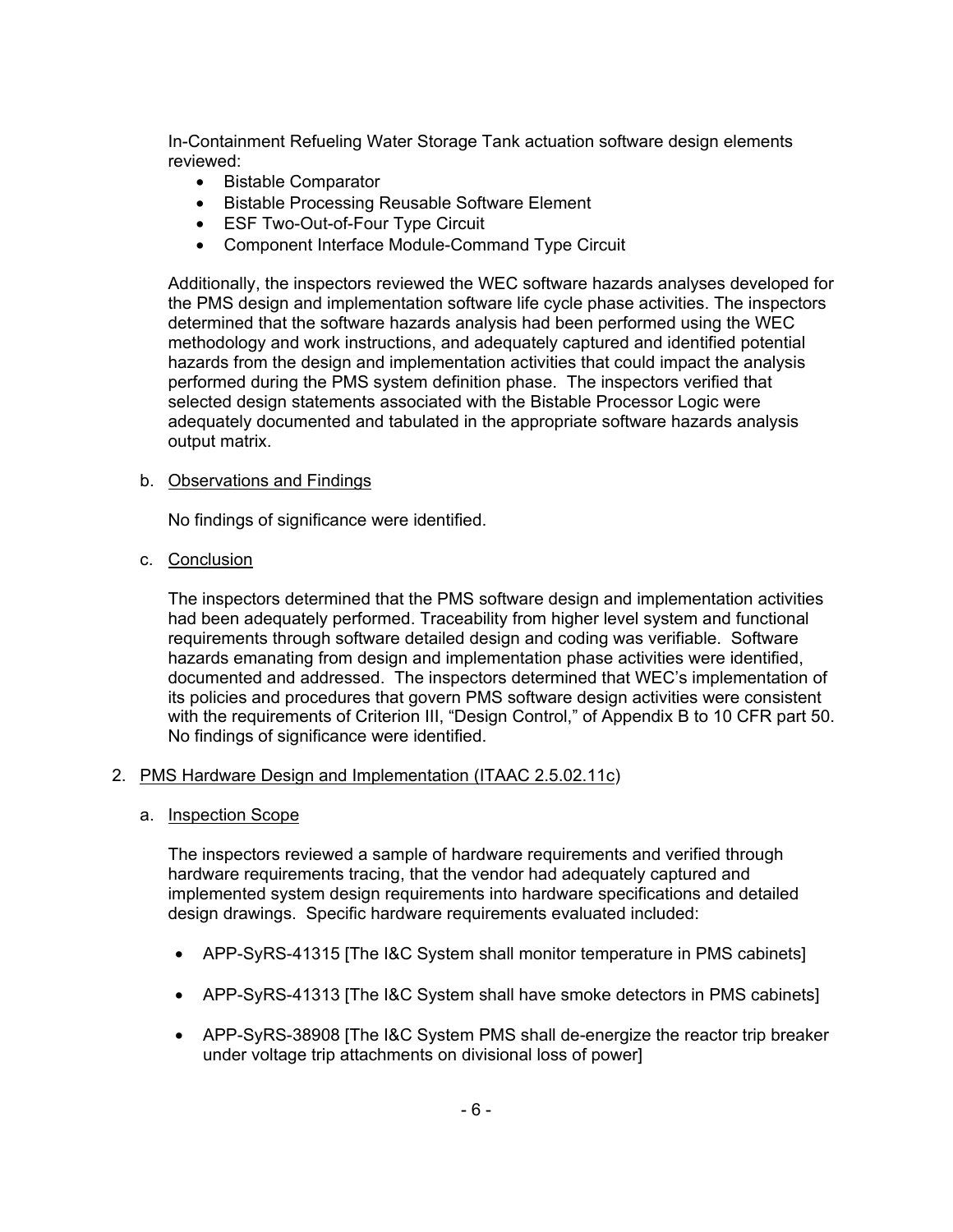In-Containment Refueling Water Storage Tank actuation software design elements reviewed:

- Bistable Comparator
- Bistable Processing Reusable Software Element
- ESF Two-Out-of-Four Type Circuit
- Component Interface Module-Command Type Circuit

Additionally, the inspectors reviewed the WEC software hazards analyses developed for the PMS design and implementation software life cycle phase activities. The inspectors determined that the software hazards analysis had been performed using the WEC methodology and work instructions, and adequately captured and identified potential hazards from the design and implementation activities that could impact the analysis performed during the PMS system definition phase. The inspectors verified that selected design statements associated with the Bistable Processor Logic were adequately documented and tabulated in the appropriate software hazards analysis output matrix.

b. Observations and Findings

No findings of significance were identified.

c. Conclusion

The inspectors determined that the PMS software design and implementation activities had been adequately performed. Traceability from higher level system and functional requirements through software detailed design and coding was verifiable. Software hazards emanating from design and implementation phase activities were identified, documented and addressed. The inspectors determined that WEC's implementation of its policies and procedures that govern PMS software design activities were consistent with the requirements of Criterion III, "Design Control," of Appendix B to 10 CFR part 50. No findings of significance were identified.

2. PMS Hardware Design and Implementation (ITAAC 2.5.02.11c)

a. Inspection Scope

The inspectors reviewed a sample of hardware requirements and verified through hardware requirements tracing, that the vendor had adequately captured and implemented system design requirements into hardware specifications and detailed design drawings. Specific hardware requirements evaluated included:

- APP-SyRS-41315 [The I&C System shall monitor temperature in PMS cabinets]
- APP-SyRS-41313 [The I&C System shall have smoke detectors in PMS cabinets]
- APP-SyRS-38908 [The I&C System PMS shall de-energize the reactor trip breaker under voltage trip attachments on divisional loss of power]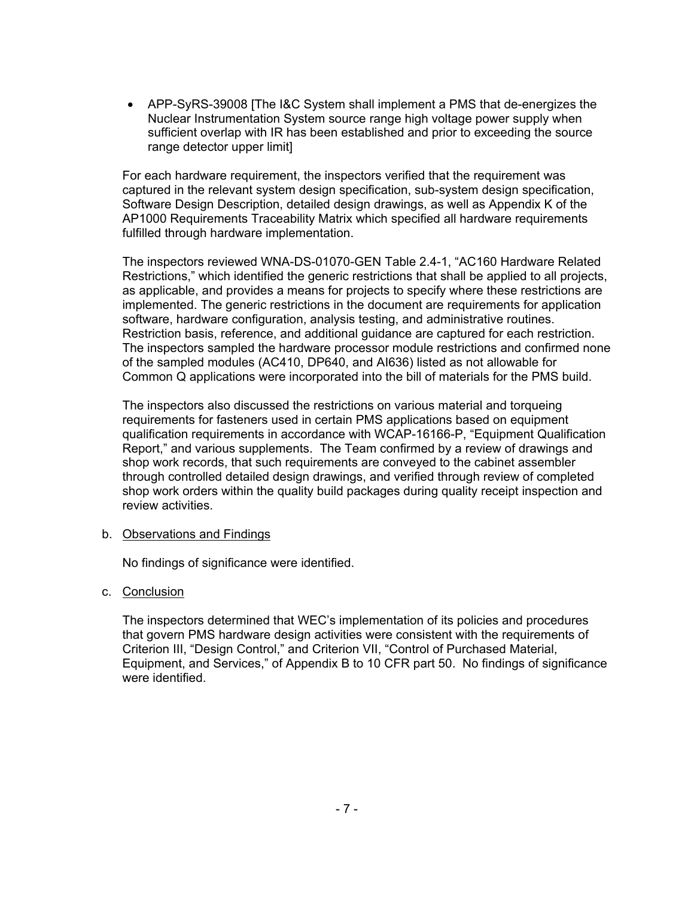- APP-SyRS-39008 [The I&C System shall implement a PMS that de-energizes the Nuclear Instrumentation System source range high voltage power supply when sufficient overlap with IR has been established and prior to exceeding the source range detector upper limit]

For each hardware requirement, the inspectors verified that the requirement was captured in the relevant system design specification, sub-system design specification, Software Design Description, detailed design drawings, as well as Appendix K of the AP1000 Requirements Traceability Matrix which specified all hardware requirements fulfilled through hardware implementation.

The inspectors reviewed WNA-DS-01070-GEN Table 2.4-1, "AC160 Hardware Related Restrictions," which identified the generic restrictions that shall be applied to all projects, as applicable, and provides a means for projects to specify where these restrictions are implemented. The generic restrictions in the document are requirements for application software, hardware configuration, analysis testing, and administrative routines. Restriction basis, reference, and additional guidance are captured for each restriction. The inspectors sampled the hardware processor module restrictions and confirmed none of the sampled modules (AC410, DP640, and AI636) listed as not allowable for Common Q applications were incorporated into the bill of materials for the PMS build.

The inspectors also discussed the restrictions on various material and torqueing requirements for fasteners used in certain PMS applications based on equipment qualification requirements in accordance with WCAP-16166-P, "Equipment Qualification Report," and various supplements. The Team confirmed by a review of drawings and shop work records, that such requirements are conveyed to the cabinet assembler through controlled detailed design drawings, and verified through review of completed shop work orders within the quality build packages during quality receipt inspection and review activities.

b. Observations and Findings

No findings of significance were identified.

c. Conclusion

The inspectors determined that WEC's implementation of its policies and procedures that govern PMS hardware design activities were consistent with the requirements of Criterion III, "Design Control," and Criterion VII, "Control of Purchased Material, Equipment, and Services," of Appendix B to 10 CFR part 50. No findings of significance were identified.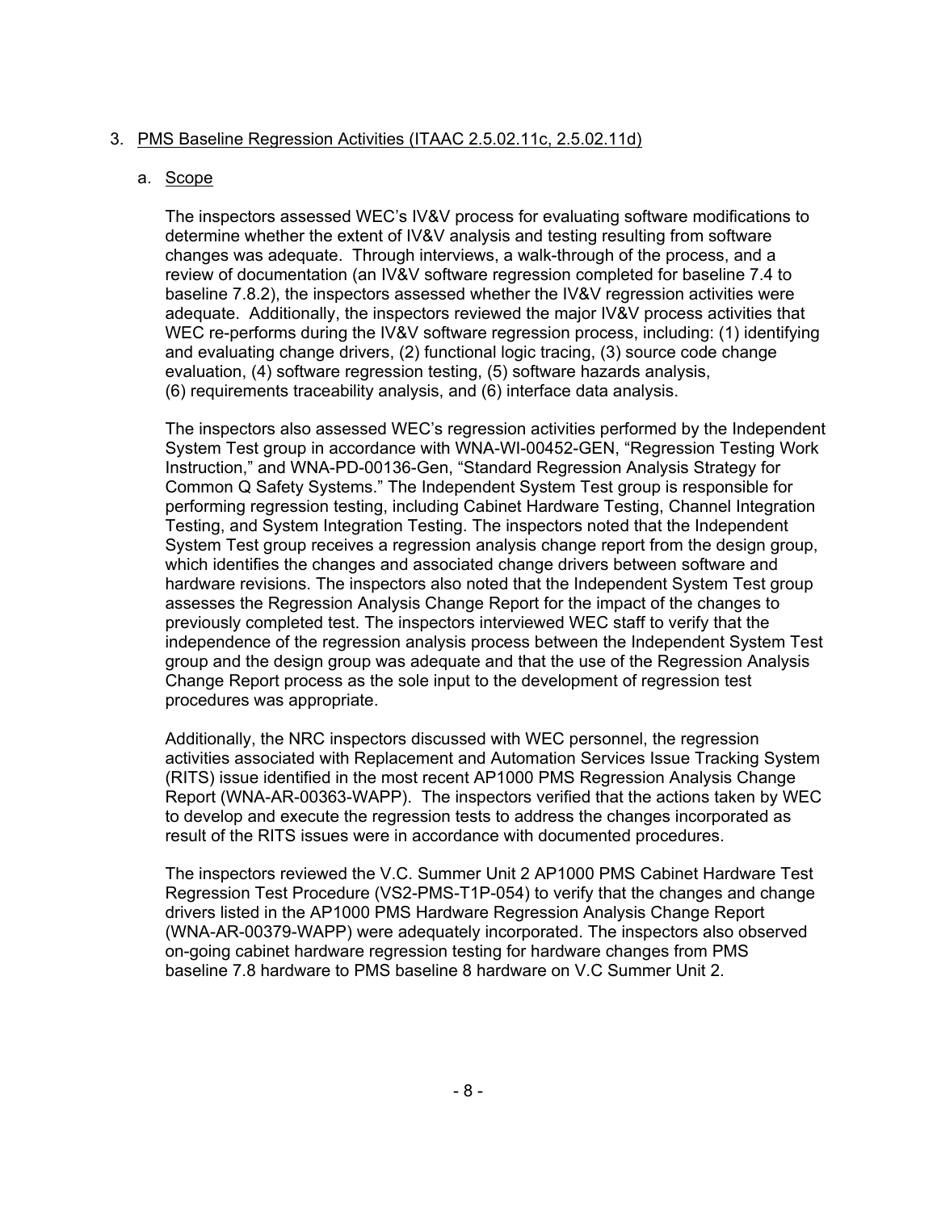3. PMS Baseline Regression Activities (ITAAC 2.5.02.11c, 2.5.02.11d)

   a. Scope

      The inspectors assessed WEC's IV&V process for evaluating software modifications to determine whether the extent of IV&V analysis and testing resulting from software changes was adequate. Through interviews, a walk-through of the process, and a review of documentation (an IV&V software regression completed for baseline 7.4 to baseline 7.8.2), the inspectors assessed whether the IV&V regression activities were adequate. Additionally, the inspectors reviewed the major IV&V process activities that WEC re-performs during the IV&V software regression process, including: (1) identifying and evaluating change drivers, (2) functional logic tracing, (3) source code change evaluation, (4) software regression testing, (5) software hazards analysis, (6) requirements traceability analysis, and (6) interface data analysis.

      The inspectors also assessed WEC's regression activities performed by the Independent System Test group in accordance with WNA-WI-00452-GEN, "Regression Testing Work Instruction," and WNA-PD-00136-Gen, "Standard Regression Analysis Strategy for Common Q Safety Systems." The Independent System Test group is responsible for performing regression testing, including Cabinet Hardware Testing, Channel Integration Testing, and System Integration Testing. The inspectors noted that the Independent System Test group receives a regression analysis change report from the design group, which identifies the changes and associated change drivers between software and hardware revisions. The inspectors also noted that the Independent System Test group assesses the Regression Analysis Change Report for the impact of the changes to previously completed test. The inspectors interviewed WEC staff to verify that the independence of the regression analysis process between the Independent System Test group and the design group was adequate and that the use of the Regression Analysis Change Report process as the sole input to the development of regression test procedures was appropriate.

      Additionally, the NRC inspectors discussed with WEC personnel, the regression activities associated with Replacement and Automation Services Issue Tracking System (RITS) issue identified in the most recent AP1000 PMS Regression Analysis Change Report (WNA-AR-00363-WAPP). The inspectors verified that the actions taken by WEC to develop and execute the regression tests to address the changes incorporated as result of the RITS issues were in accordance with documented procedures.

      The inspectors reviewed the V.C. Summer Unit 2 AP1000 PMS Cabinet Hardware Test Regression Test Procedure (VS2-PMS-T1P-054) to verify that the changes and change drivers listed in the AP1000 PMS Hardware Regression Analysis Change Report (WNA-AR-00379-WAPP) were adequately incorporated. The inspectors also observed on-going cabinet hardware regression testing for hardware changes from PMS baseline 7.8 hardware to PMS baseline 8 hardware on V.C Summer Unit 2.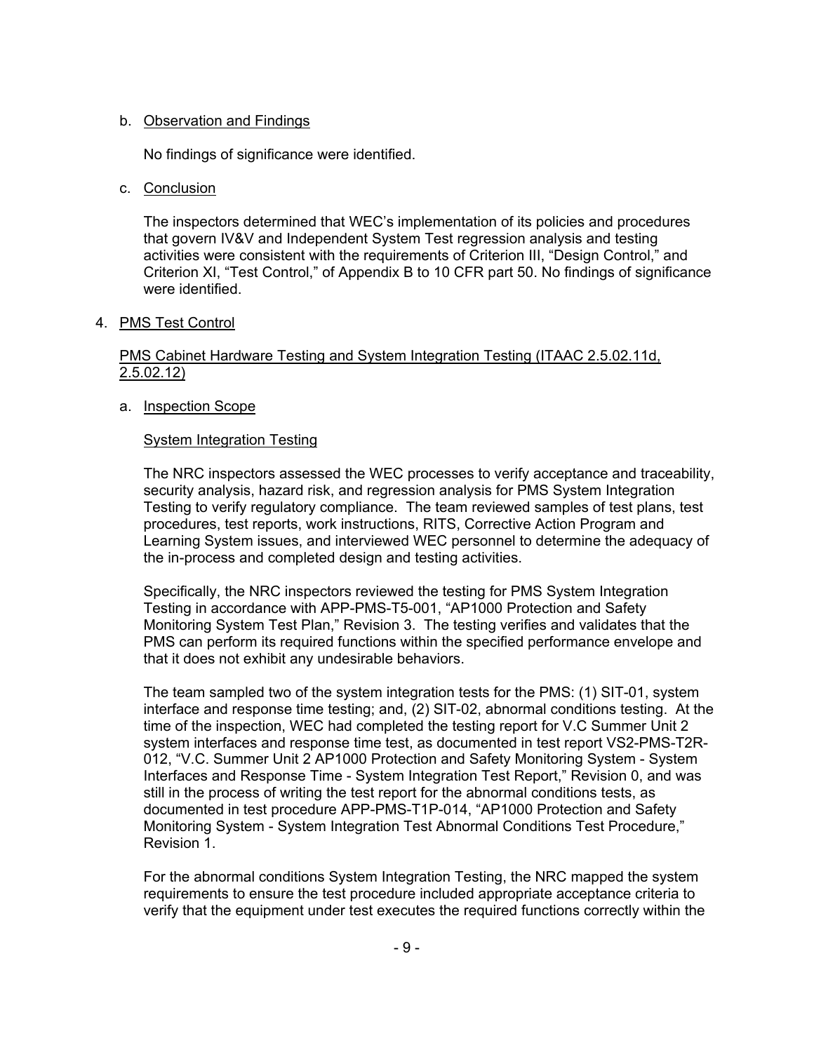b. Observation and Findings

   No findings of significance were identified.

c. Conclusion

   The inspectors determined that WEC's implementation of its policies and procedures that govern IV&V and Independent System Test regression analysis and testing activities were consistent with the requirements of Criterion III, "Design Control," and Criterion XI, "Test Control," of Appendix B to 10 CFR part 50. No findings of significance were identified.

4. PMS Test Control

   PMS Cabinet Hardware Testing and System Integration Testing (ITAAC 2.5.02.11d, 2.5.02.12)

   a. Inspection Scope

      System Integration Testing

      The NRC inspectors assessed the WEC processes to verify acceptance and traceability, security analysis, hazard risk, and regression analysis for PMS System Integration Testing to verify regulatory compliance. The team reviewed samples of test plans, test procedures, test reports, work instructions, RITS, Corrective Action Program and Learning System issues, and interviewed WEC personnel to determine the adequacy of the in-process and completed design and testing activities.

      Specifically, the NRC inspectors reviewed the testing for PMS System Integration Testing in accordance with APP-PMS-T5-001, "AP1000 Protection and Safety Monitoring System Test Plan," Revision 3. The testing verifies and validates that the PMS can perform its required functions within the specified performance envelope and that it does not exhibit any undesirable behaviors.

      The team sampled two of the system integration tests for the PMS: (1) SIT-01, system interface and response time testing; and, (2) SIT-02, abnormal conditions testing. At the time of the inspection, WEC had completed the testing report for V.C Summer Unit 2 system interfaces and response time test, as documented in test report VS2-PMS-T2R-012, "V.C. Summer Unit 2 AP1000 Protection and Safety Monitoring System - System Interfaces and Response Time - System Integration Test Report," Revision 0, and was still in the process of writing the test report for the abnormal conditions tests, as documented in test procedure APP-PMS-T1P-014, "AP1000 Protection and Safety Monitoring System - System Integration Test Abnormal Conditions Test Procedure," Revision 1.

      For the abnormal conditions System Integration Testing, the NRC mapped the system requirements to ensure the test procedure included appropriate acceptance criteria to verify that the equipment under test executes the required functions correctly within the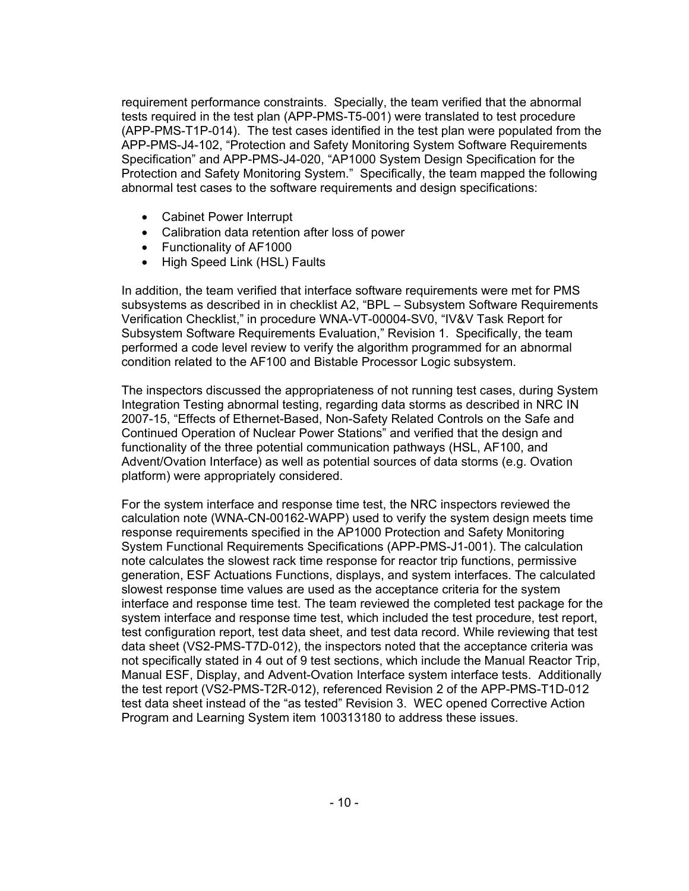requirement performance constraints. Specially, the team verified that the abnormal tests required in the test plan (APP-PMS-T5-001) were translated to test procedure (APP-PMS-T1P-014). The test cases identified in the test plan were populated from the APP-PMS-J4-102, "Protection and Safety Monitoring System Software Requirements Specification" and APP-PMS-J4-020, "AP1000 System Design Specification for the Protection and Safety Monitoring System." Specifically, the team mapped the following abnormal test cases to the software requirements and design specifications:

- Cabinet Power Interrupt
- Calibration data retention after loss of power
- Functionality of AF1000
- High Speed Link (HSL) Faults

In addition, the team verified that interface software requirements were met for PMS subsystems as described in in checklist A2, "BPL – Subsystem Software Requirements Verification Checklist," in procedure WNA-VT-00004-SV0, "IV&V Task Report for Subsystem Software Requirements Evaluation," Revision 1. Specifically, the team performed a code level review to verify the algorithm programmed for an abnormal condition related to the AF100 and Bistable Processor Logic subsystem.

The inspectors discussed the appropriateness of not running test cases, during System Integration Testing abnormal testing, regarding data storms as described in NRC IN 2007-15, "Effects of Ethernet-Based, Non-Safety Related Controls on the Safe and Continued Operation of Nuclear Power Stations" and verified that the design and functionality of the three potential communication pathways (HSL, AF100, and Advent/Ovation Interface) as well as potential sources of data storms (e.g. Ovation platform) were appropriately considered.

For the system interface and response time test, the NRC inspectors reviewed the calculation note (WNA-CN-00162-WAPP) used to verify the system design meets time response requirements specified in the AP1000 Protection and Safety Monitoring System Functional Requirements Specifications (APP-PMS-J1-001). The calculation note calculates the slowest rack time response for reactor trip functions, permissive generation, ESF Actuations Functions, displays, and system interfaces. The calculated slowest response time values are used as the acceptance criteria for the system interface and response time test. The team reviewed the completed test package for the system interface and response time test, which included the test procedure, test report, test configuration report, test data sheet, and test data record. While reviewing that test data sheet (VS2-PMS-T7D-012), the inspectors noted that the acceptance criteria was not specifically stated in 4 out of 9 test sections, which include the Manual Reactor Trip, Manual ESF, Display, and Advent-Ovation Interface system interface tests. Additionally the test report (VS2-PMS-T2R-012), referenced Revision 2 of the APP-PMS-T1D-012 test data sheet instead of the "as tested" Revision 3. WEC opened Corrective Action Program and Learning System item 100313180 to address these issues.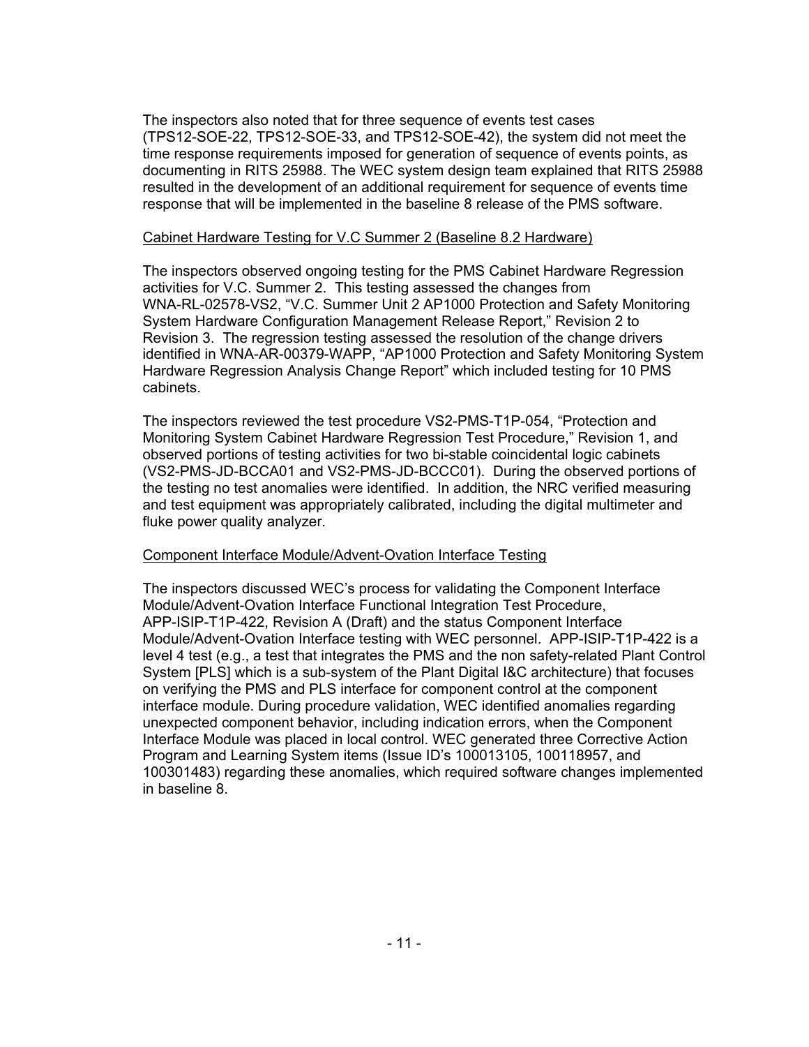The inspectors also noted that for three sequence of events test cases (TPS12-SOE-22, TPS12-SOE-33, and TPS12-SOE-42), the system did not meet the time response requirements imposed for generation of sequence of events points, as documenting in RITS 25988. The WEC system design team explained that RITS 25988 resulted in the development of an additional requirement for sequence of events time response that will be implemented in the baseline 8 release of the PMS software.

Cabinet Hardware Testing for V.C Summer 2 (Baseline 8.2 Hardware)

The inspectors observed ongoing testing for the PMS Cabinet Hardware Regression activities for V.C. Summer 2. This testing assessed the changes from WNA-RL-02578-VS2, "V.C. Summer Unit 2 AP1000 Protection and Safety Monitoring System Hardware Configuration Management Release Report," Revision 2 to Revision 3. The regression testing assessed the resolution of the change drivers identified in WNA-AR-00379-WAPP, "AP1000 Protection and Safety Monitoring System Hardware Regression Analysis Change Report" which included testing for 10 PMS cabinets.

The inspectors reviewed the test procedure VS2-PMS-T1P-054, "Protection and Monitoring System Cabinet Hardware Regression Test Procedure," Revision 1, and observed portions of testing activities for two bi-stable coincidental logic cabinets (VS2-PMS-JD-BCCA01 and VS2-PMS-JD-BCCC01). During the observed portions of the testing no test anomalies were identified. In addition, the NRC verified measuring and test equipment was appropriately calibrated, including the digital multimeter and fluke power quality analyzer.

Component Interface Module/Advent-Ovation Interface Testing

The inspectors discussed WEC's process for validating the Component Interface Module/Advent-Ovation Interface Functional Integration Test Procedure, APP-ISIP-T1P-422, Revision A (Draft) and the status Component Interface Module/Advent-Ovation Interface testing with WEC personnel. APP-ISIP-T1P-422 is a level 4 test (e.g., a test that integrates the PMS and the non safety-related Plant Control System [PLS] which is a sub-system of the Plant Digital I&C architecture) that focuses on verifying the PMS and PLS interface for component control at the component interface module. During procedure validation, WEC identified anomalies regarding unexpected component behavior, including indication errors, when the Component Interface Module was placed in local control. WEC generated three Corrective Action Program and Learning System items (Issue ID's 100013105, 100118957, and 100301483) regarding these anomalies, which required software changes implemented in baseline 8.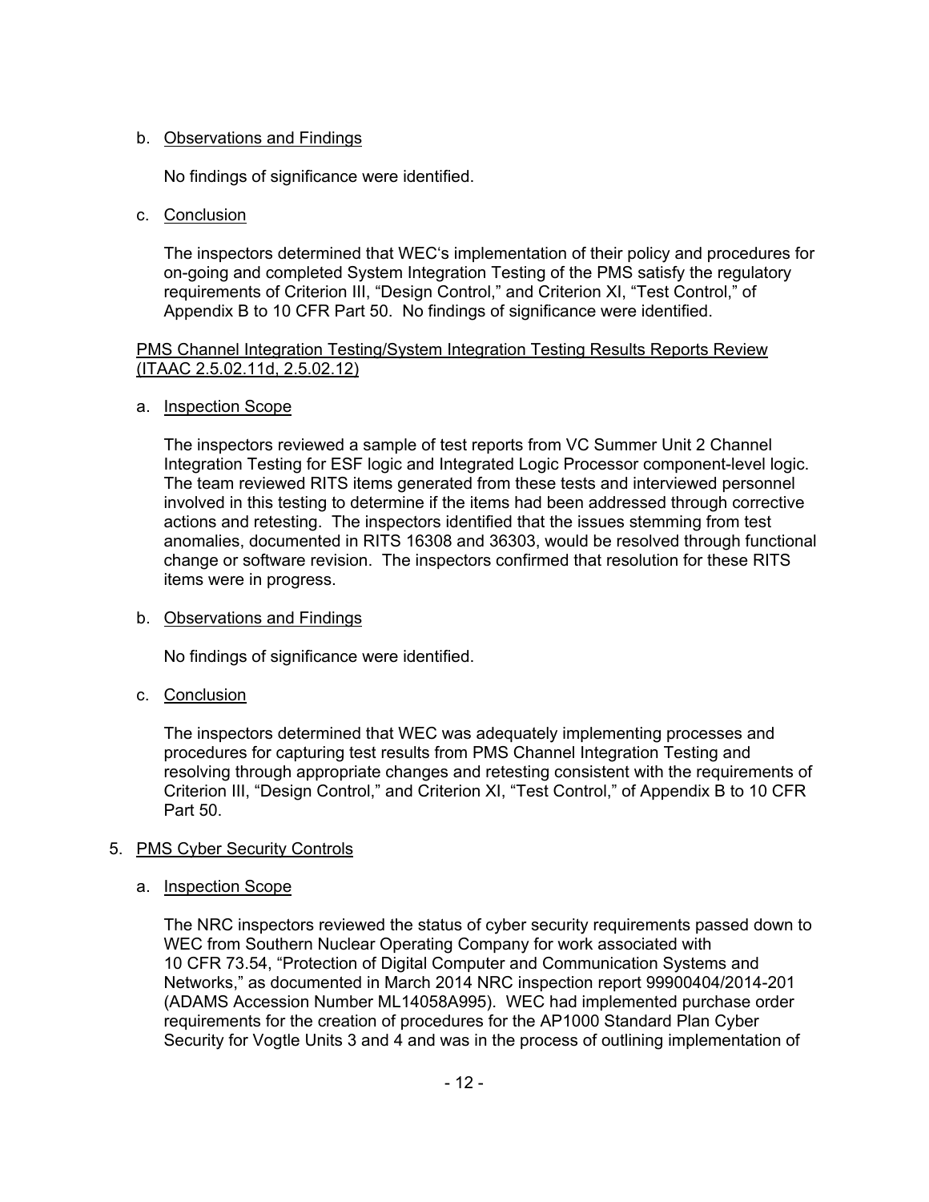b. Observations and Findings

No findings of significance were identified.

c. Conclusion

The inspectors determined that WEC's implementation of their policy and procedures for on-going and completed System Integration Testing of the PMS satisfy the regulatory requirements of Criterion III, "Design Control," and Criterion XI, "Test Control," of Appendix B to 10 CFR Part 50. No findings of significance were identified.

PMS Channel Integration Testing/System Integration Testing Results Reports Review (ITAAC 2.5.02.11d, 2.5.02.12)

a. Inspection Scope

The inspectors reviewed a sample of test reports from VC Summer Unit 2 Channel Integration Testing for ESF logic and Integrated Logic Processor component-level logic. The team reviewed RITS items generated from these tests and interviewed personnel involved in this testing to determine if the items had been addressed through corrective actions and retesting. The inspectors identified that the issues stemming from test anomalies, documented in RITS 16308 and 36303, would be resolved through functional change or software revision. The inspectors confirmed that resolution for these RITS items were in progress.

b. Observations and Findings

No findings of significance were identified.

c. Conclusion

The inspectors determined that WEC was adequately implementing processes and procedures for capturing test results from PMS Channel Integration Testing and resolving through appropriate changes and retesting consistent with the requirements of Criterion III, "Design Control," and Criterion XI, "Test Control," of Appendix B to 10 CFR Part 50.

5. PMS Cyber Security Controls

a. Inspection Scope

The NRC inspectors reviewed the status of cyber security requirements passed down to WEC from Southern Nuclear Operating Company for work associated with 10 CFR 73.54, "Protection of Digital Computer and Communication Systems and Networks," as documented in March 2014 NRC inspection report 99900404/2014-201 (ADAMS Accession Number ML14058A995). WEC had implemented purchase order requirements for the creation of procedures for the AP1000 Standard Plan Cyber Security for Vogtle Units 3 and 4 and was in the process of outlining implementation of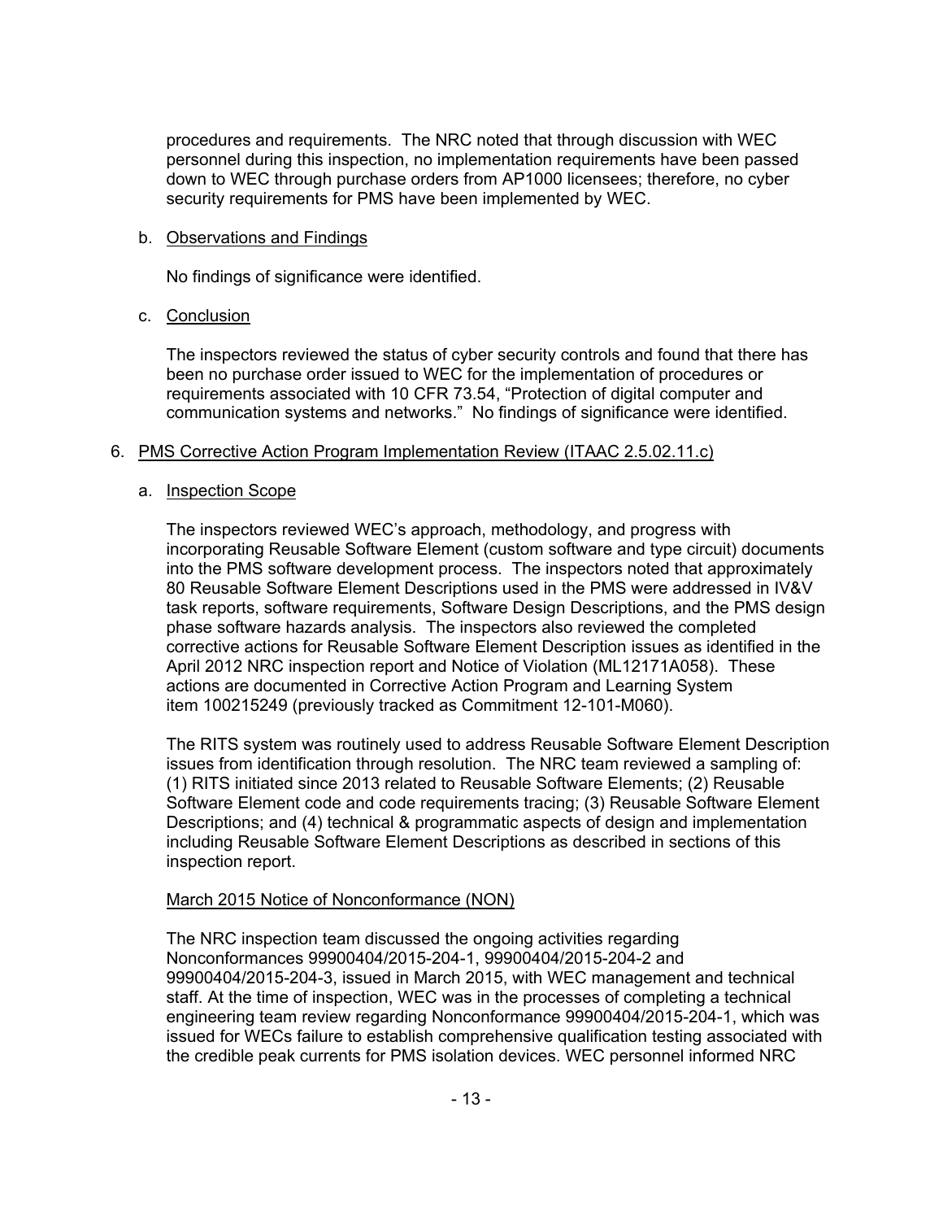procedures and requirements. The NRC noted that through discussion with WEC personnel during this inspection, no implementation requirements have been passed down to WEC through purchase orders from AP1000 licensees; therefore, no cyber security requirements for PMS have been implemented by WEC.

b. Observations and Findings

No findings of significance were identified.

c. Conclusion

The inspectors reviewed the status of cyber security controls and found that there has been no purchase order issued to WEC for the implementation of procedures or requirements associated with 10 CFR 73.54, "Protection of digital computer and communication systems and networks." No findings of significance were identified.

6. PMS Corrective Action Program Implementation Review (ITAAC 2.5.02.11.c)

a. Inspection Scope

The inspectors reviewed WEC's approach, methodology, and progress with incorporating Reusable Software Element (custom software and type circuit) documents into the PMS software development process. The inspectors noted that approximately 80 Reusable Software Element Descriptions used in the PMS were addressed in IV&V task reports, software requirements, Software Design Descriptions, and the PMS design phase software hazards analysis. The inspectors also reviewed the completed corrective actions for Reusable Software Element Description issues as identified in the April 2012 NRC inspection report and Notice of Violation (ML12171A058). These actions are documented in Corrective Action Program and Learning System item 100215249 (previously tracked as Commitment 12-101-M060).

The RITS system was routinely used to address Reusable Software Element Description issues from identification through resolution. The NRC team reviewed a sampling of: (1) RITS initiated since 2013 related to Reusable Software Elements; (2) Reusable Software Element code and code requirements tracing; (3) Reusable Software Element Descriptions; and (4) technical & programmatic aspects of design and implementation including Reusable Software Element Descriptions as described in sections of this inspection report.

March 2015 Notice of Nonconformance (NON)

The NRC inspection team discussed the ongoing activities regarding Nonconformances 99900404/2015-204-1, 99900404/2015-204-2 and 99900404/2015-204-3, issued in March 2015, with WEC management and technical staff. At the time of inspection, WEC was in the processes of completing a technical engineering team review regarding Nonconformance 99900404/2015-204-1, which was issued for WECs failure to establish comprehensive qualification testing associated with the credible peak currents for PMS isolation devices. WEC personnel informed NRC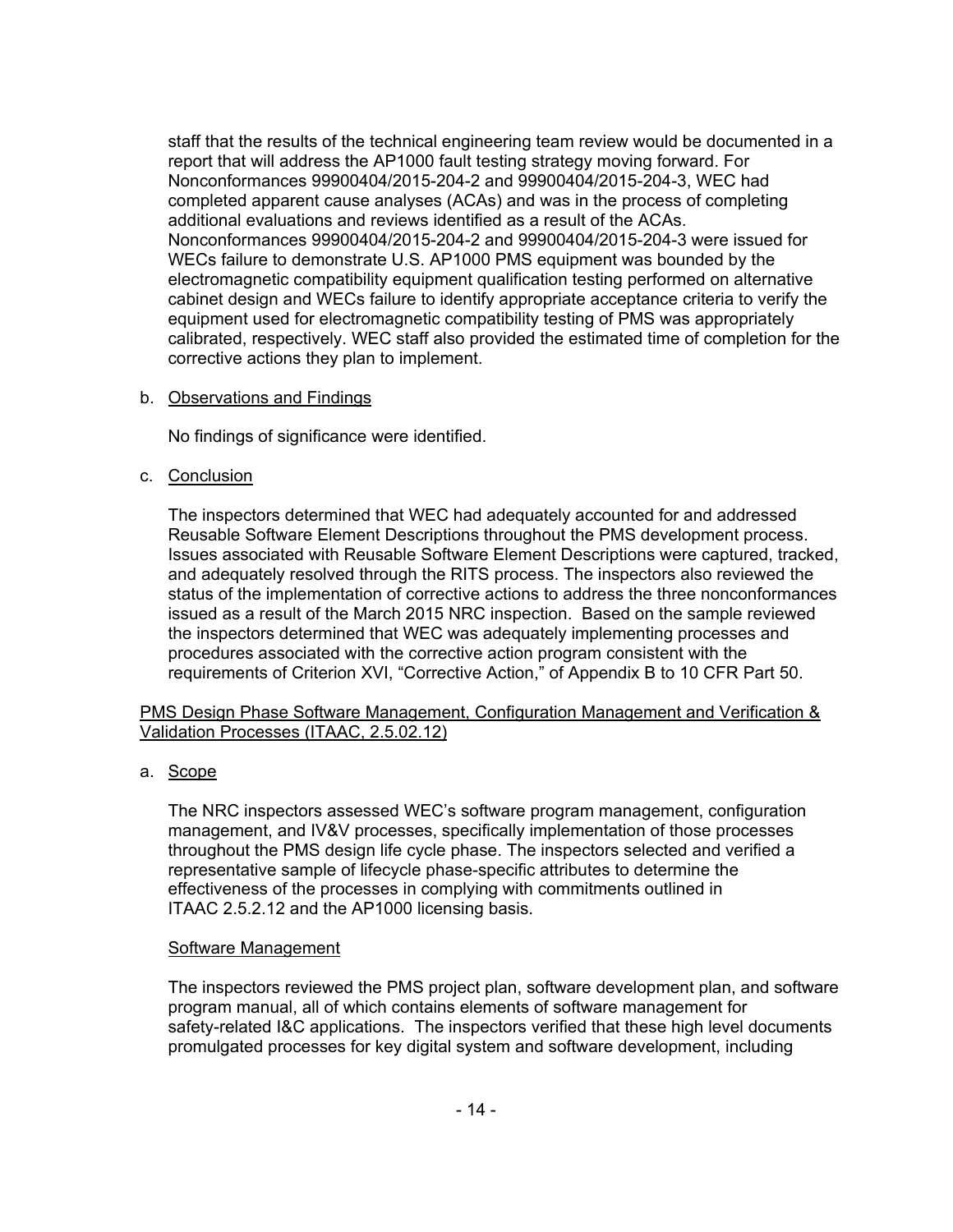staff that the results of the technical engineering team review would be documented in a report that will address the AP1000 fault testing strategy moving forward. For Nonconformances 99900404/2015-204-2 and 99900404/2015-204-3, WEC had completed apparent cause analyses (ACAs) and was in the process of completing additional evaluations and reviews identified as a result of the ACAs. Nonconformances 99900404/2015-204-2 and 99900404/2015-204-3 were issued for WECs failure to demonstrate U.S. AP1000 PMS equipment was bounded by the electromagnetic compatibility equipment qualification testing performed on alternative cabinet design and WECs failure to identify appropriate acceptance criteria to verify the equipment used for electromagnetic compatibility testing of PMS was appropriately calibrated, respectively. WEC staff also provided the estimated time of completion for the corrective actions they plan to implement.

b. Observations and Findings

No findings of significance were identified.

c. Conclusion

The inspectors determined that WEC had adequately accounted for and addressed Reusable Software Element Descriptions throughout the PMS development process. Issues associated with Reusable Software Element Descriptions were captured, tracked, and adequately resolved through the RITS process. The inspectors also reviewed the status of the implementation of corrective actions to address the three nonconformances issued as a result of the March 2015 NRC inspection. Based on the sample reviewed the inspectors determined that WEC was adequately implementing processes and procedures associated with the corrective action program consistent with the requirements of Criterion XVI, "Corrective Action," of Appendix B to 10 CFR Part 50.

PMS Design Phase Software Management, Configuration Management and Verification & Validation Processes (ITAAC, 2.5.02.12)

a. Scope

The NRC inspectors assessed WEC's software program management, configuration management, and IV&V processes, specifically implementation of those processes throughout the PMS design life cycle phase. The inspectors selected and verified a representative sample of lifecycle phase-specific attributes to determine the effectiveness of the processes in complying with commitments outlined in ITAAC 2.5.2.12 and the AP1000 licensing basis.

Software Management

The inspectors reviewed the PMS project plan, software development plan, and software program manual, all of which contains elements of software management for safety-related I&C applications. The inspectors verified that these high level documents promulgated processes for key digital system and software development, including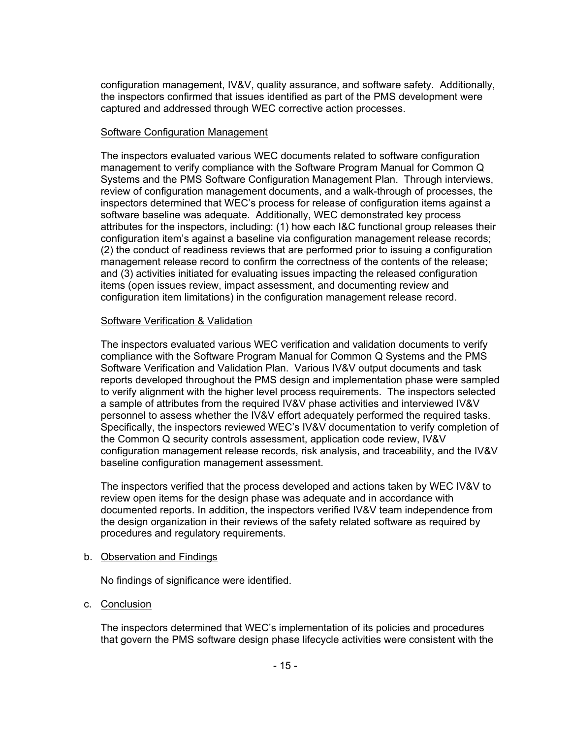configuration management, IV&V, quality assurance, and software safety. Additionally, the inspectors confirmed that issues identified as part of the PMS development were captured and addressed through WEC corrective action processes.

Software Configuration Management

The inspectors evaluated various WEC documents related to software configuration management to verify compliance with the Software Program Manual for Common Q Systems and the PMS Software Configuration Management Plan. Through interviews, review of configuration management documents, and a walk-through of processes, the inspectors determined that WEC's process for release of configuration items against a software baseline was adequate. Additionally, WEC demonstrated key process attributes for the inspectors, including: (1) how each I&C functional group releases their configuration item's against a baseline via configuration management release records; (2) the conduct of readiness reviews that are performed prior to issuing a configuration management release record to confirm the correctness of the contents of the release; and (3) activities initiated for evaluating issues impacting the released configuration items (open issues review, impact assessment, and documenting review and configuration item limitations) in the configuration management release record.

Software Verification & Validation

The inspectors evaluated various WEC verification and validation documents to verify compliance with the Software Program Manual for Common Q Systems and the PMS Software Verification and Validation Plan. Various IV&V output documents and task reports developed throughout the PMS design and implementation phase were sampled to verify alignment with the higher level process requirements. The inspectors selected a sample of attributes from the required IV&V phase activities and interviewed IV&V personnel to assess whether the IV&V effort adequately performed the required tasks. Specifically, the inspectors reviewed WEC's IV&V documentation to verify completion of the Common Q security controls assessment, application code review, IV&V configuration management release records, risk analysis, and traceability, and the IV&V baseline configuration management assessment.

The inspectors verified that the process developed and actions taken by WEC IV&V to review open items for the design phase was adequate and in accordance with documented reports. In addition, the inspectors verified IV&V team independence from the design organization in their reviews of the safety related software as required by procedures and regulatory requirements.

b. Observation and Findings

No findings of significance were identified.

c. Conclusion

The inspectors determined that WEC's implementation of its policies and procedures that govern the PMS software design phase lifecycle activities were consistent with the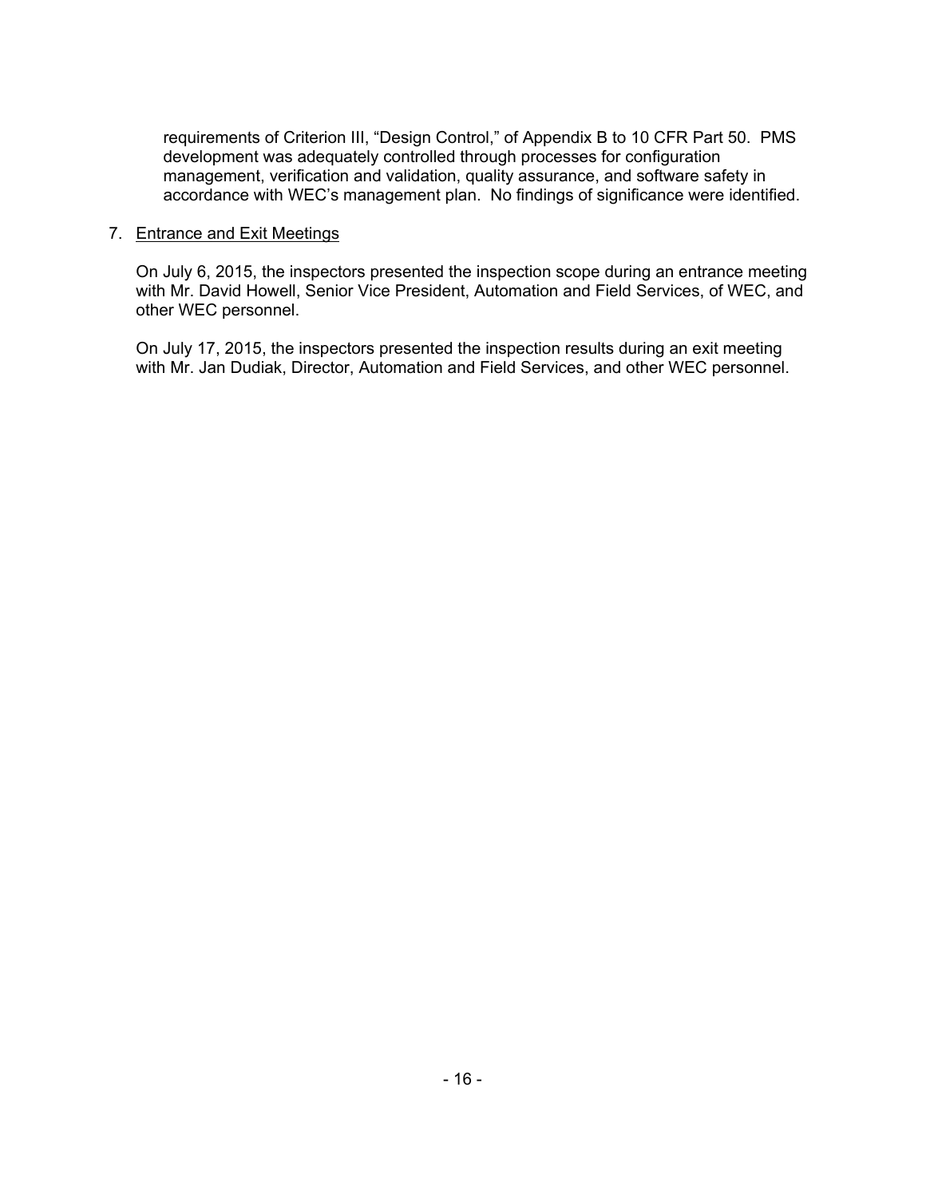requirements of Criterion III, "Design Control," of Appendix B to 10 CFR Part 50. PMS development was adequately controlled through processes for configuration management, verification and validation, quality assurance, and software safety in accordance with WEC's management plan. No findings of significance were identified.

7. Entrance and Exit Meetings

On July 6, 2015, the inspectors presented the inspection scope during an entrance meeting with Mr. David Howell, Senior Vice President, Automation and Field Services, of WEC, and other WEC personnel.

On July 17, 2015, the inspectors presented the inspection results during an exit meeting with Mr. Jan Dudiak, Director, Automation and Field Services, and other WEC personnel.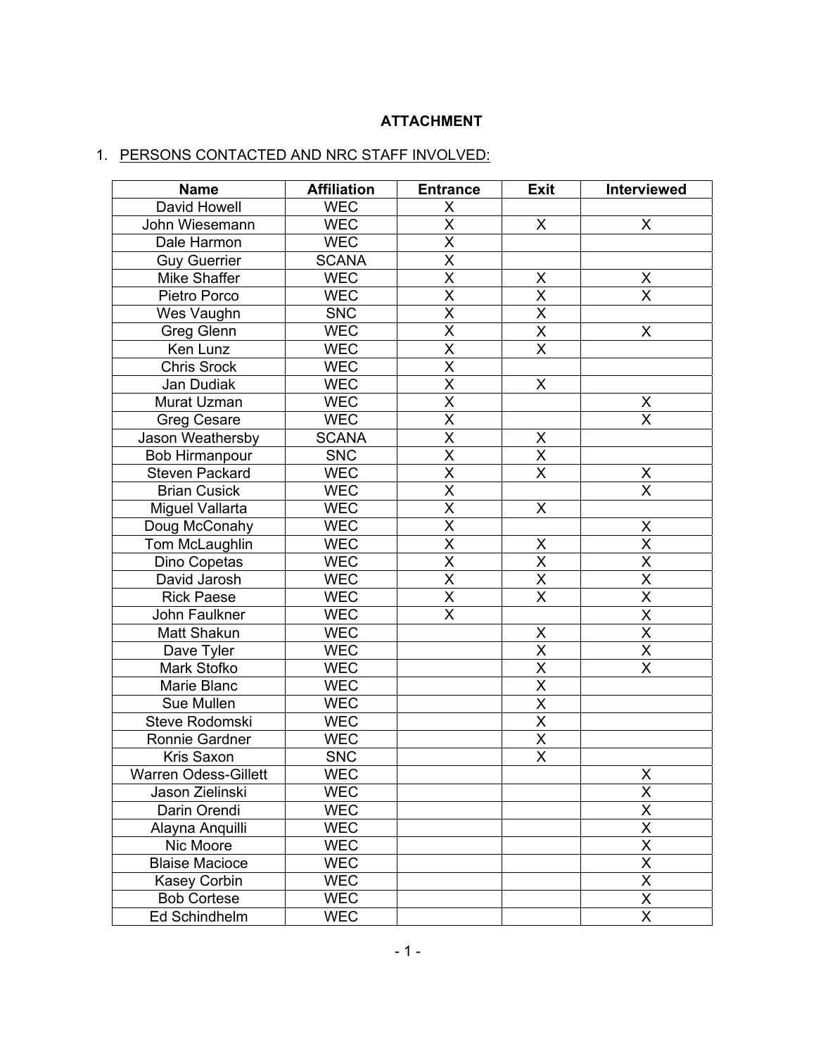**ATTACHMENT**

1. PERSONS CONTACTED AND NRC STAFF INVOLVED:

| Name | Affiliation | Entrance | Exit | Interviewed |
|---|---|---|---|---|
| David Howell | WEC | X | | |
| John Wiesemann | WEC | X | X | X |
| Dale Harmon | WEC | X | | |
| Guy Guerrier | SCANA | X | | |
| Mike Shaffer | WEC | X | X | X |
| Pietro Porco | WEC | X | X | X |
| Wes Vaughn | SNC | X | X | |
| Greg Glenn | WEC | X | X | X |
| Ken Lunz | WEC | X | X | |
| Chris Srock | WEC | X | | |
| Jan Dudiak | WEC | X | X | |
| Murat Uzman | WEC | X | | X |
| Greg Cesare | WEC | X | | X |
| Jason Weathersby | SCANA | X | X | |
| Bob Hirmanpour | SNC | X | X | |
| Steven Packard | WEC | X | X | X |
| Brian Cusick | WEC | X | | X |
| Miguel Vallarta | WEC | X | X | |
| Doug McConahy | WEC | X | | X |
| Tom McLaughlin | WEC | X | X | X |
| Dino Copetas | WEC | X | X | X |
| David Jarosh | WEC | X | X | X |
| Rick Paese | WEC | X | X | X |
| John Faulkner | WEC | X | | X |
| Matt Shakun | WEC | | X | X |
| Dave Tyler | WEC | | X | X |
| Mark Stofko | WEC | | X | X |
| Marie Blanc | WEC | | X | |
| Sue Mullen | WEC | | X | |
| Steve Rodomski | WEC | | X | |
| Ronnie Gardner | WEC | | X | |
| Kris Saxon | SNC | | X | |
| Warren Odess-Gillett | WEC | | | X |
| Jason Zielinski | WEC | | | X |
| Darin Orendi | WEC | | | X |
| Alayna Anquilli | WEC | | | X |
| Nic Moore | WEC | | | X |
| Blaise Macioce | WEC | | | X |
| Kasey Corbin | WEC | | | X |
| Bob Cortese | WEC | | | X |
| Ed Schindhelm | WEC | | | X |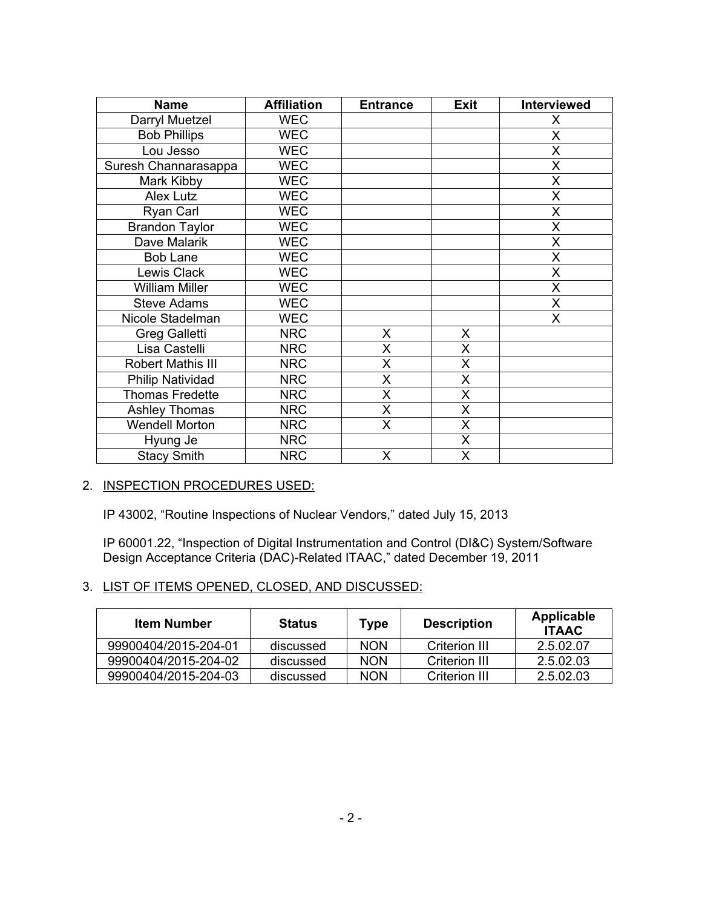| Name | Affiliation | Entrance | Exit | Interviewed |
|---|---|---|---|---|
| Darryl Muetzel | WEC | | | X |
| Bob Phillips | WEC | | | X |
| Lou Jesso | WEC | | | X |
| Suresh Channarasappa | WEC | | | X |
| Mark Kibby | WEC | | | X |
| Alex Lutz | WEC | | | X |
| Ryan Carl | WEC | | | X |
| Brandon Taylor | WEC | | | X |
| Dave Malarik | WEC | | | X |
| Bob Lane | WEC | | | X |
| Lewis Clack | WEC | | | X |
| William Miller | WEC | | | X |
| Steve Adams | WEC | | | X |
| Nicole Stadelman | WEC | | | X |
| Greg Galletti | NRC | X | X | |
| Lisa Castelli | NRC | X | X | |
| Robert Mathis III | NRC | X | X | |
| Philip Natividad | NRC | X | X | |
| Thomas Fredette | NRC | X | X | |
| Ashley Thomas | NRC | X | X | |
| Wendell Morton | NRC | X | X | |
| Hyung Je | NRC | | X | |
| Stacy Smith | NRC | X | X | |

2. <u>INSPECTION PROCEDURES USED:</u>

   IP 43002, "Routine Inspections of Nuclear Vendors," dated July 15, 2013

   IP 60001.22, "Inspection of Digital Instrumentation and Control (DI&C) System/Software Design Acceptance Criteria (DAC)-Related ITAAC," dated December 19, 2011

3. <u>LIST OF ITEMS OPENED, CLOSED, AND DISCUSSED:</u>

| Item Number | Status | Type | Description | Applicable ITAAC |
|---|---|---|---|---|
| 99900404/2015-204-01 | discussed | NON | Criterion III | 2.5.02.07 |
| 99900404/2015-204-02 | discussed | NON | Criterion III | 2.5.02.03 |
| 99900404/2015-204-03 | discussed | NON | Criterion III | 2.5.02.03 |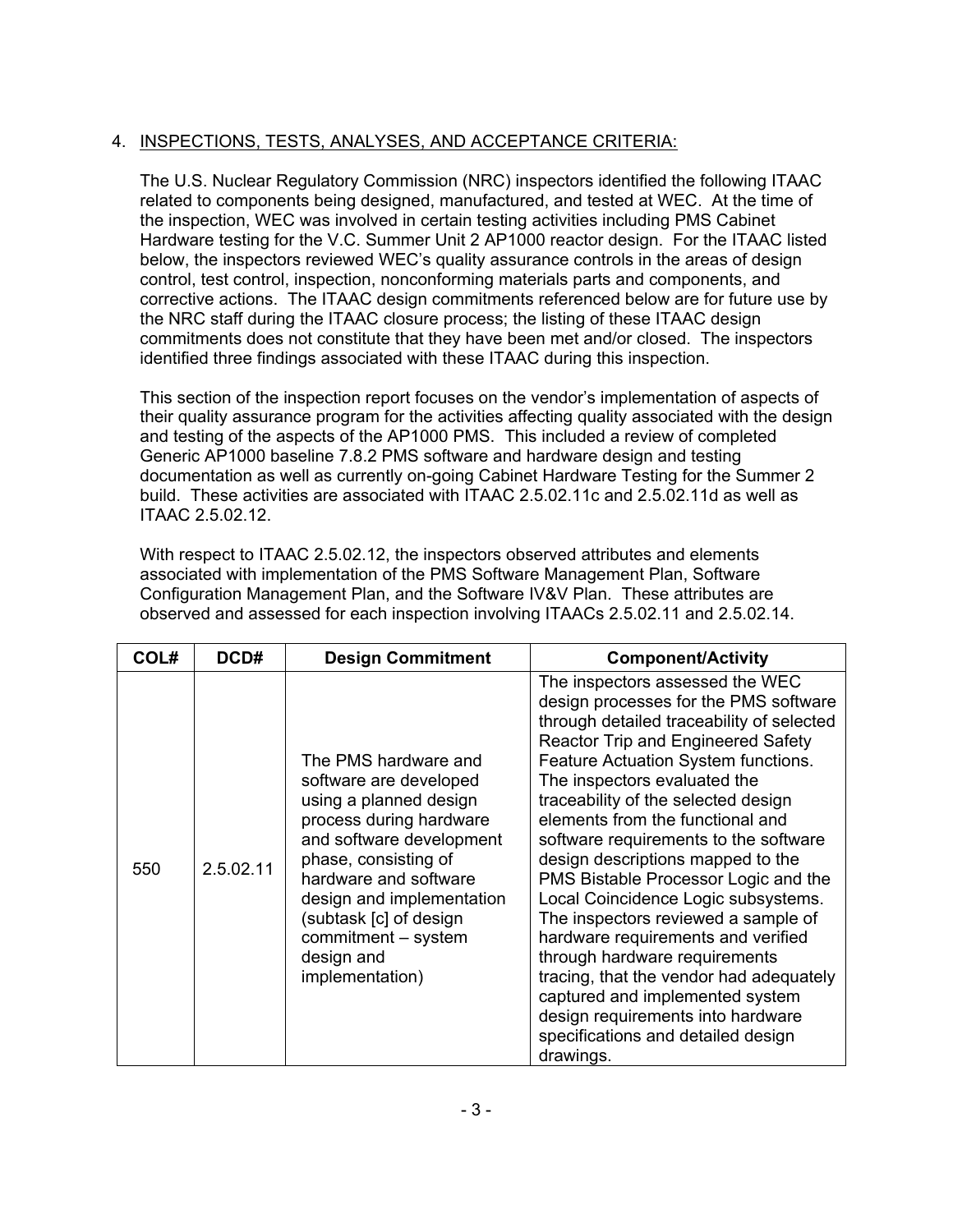4. INSPECTIONS, TESTS, ANALYSES, AND ACCEPTANCE CRITERIA:

The U.S. Nuclear Regulatory Commission (NRC) inspectors identified the following ITAAC related to components being designed, manufactured, and tested at WEC. At the time of the inspection, WEC was involved in certain testing activities including PMS Cabinet Hardware testing for the V.C. Summer Unit 2 AP1000 reactor design. For the ITAAC listed below, the inspectors reviewed WEC's quality assurance controls in the areas of design control, test control, inspection, nonconforming materials parts and components, and corrective actions. The ITAAC design commitments referenced below are for future use by the NRC staff during the ITAAC closure process; the listing of these ITAAC design commitments does not constitute that they have been met and/or closed. The inspectors identified three findings associated with these ITAAC during this inspection.

This section of the inspection report focuses on the vendor's implementation of aspects of their quality assurance program for the activities affecting quality associated with the design and testing of the aspects of the AP1000 PMS. This included a review of completed Generic AP1000 baseline 7.8.2 PMS software and hardware design and testing documentation as well as currently on-going Cabinet Hardware Testing for the Summer 2 build. These activities are associated with ITAAC 2.5.02.11c and 2.5.02.11d as well as ITAAC 2.5.02.12.

With respect to ITAAC 2.5.02.12, the inspectors observed attributes and elements associated with implementation of the PMS Software Management Plan, Software Configuration Management Plan, and the Software IV&V Plan. These attributes are observed and assessed for each inspection involving ITAACs 2.5.02.11 and 2.5.02.14.

| COL# | DCD# | Design Commitment | Component/Activity |
|---|---|---|---|
| 550 | 2.5.02.11 | The PMS hardware and software are developed using a planned design process during hardware and software development phase, consisting of hardware and software design and implementation (subtask [c] of design commitment – system design and implementation) | The inspectors assessed the WEC design processes for the PMS software through detailed traceability of selected Reactor Trip and Engineered Safety Feature Actuation System functions. The inspectors evaluated the traceability of the selected design elements from the functional and software requirements to the software design descriptions mapped to the PMS Bistable Processor Logic and the Local Coincidence Logic subsystems. The inspectors reviewed a sample of hardware requirements and verified through hardware requirements tracing, that the vendor had adequately captured and implemented system design requirements into hardware specifications and detailed design drawings. |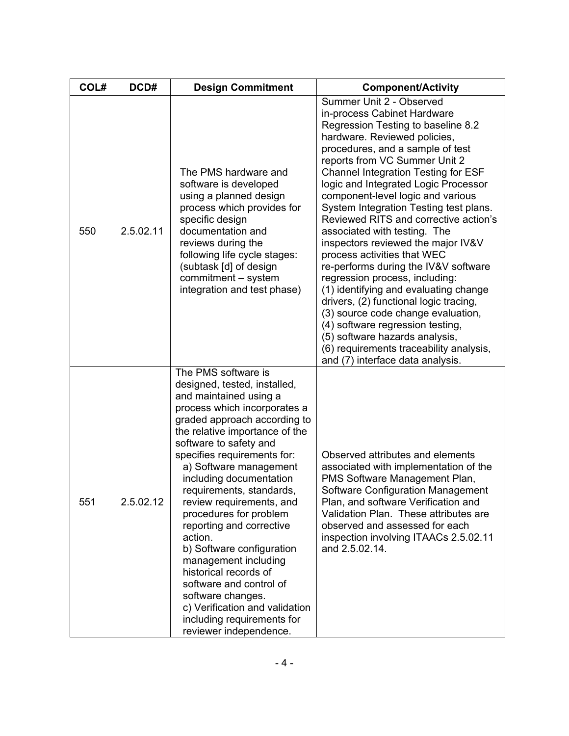| COL# | DCD# | Design Commitment | Component/Activity |
|---|---|---|---|
| 550 | 2.5.02.11 | The PMS hardware and software is developed using a planned design process which provides for specific design documentation and reviews during the following life cycle stages: (subtask [d] of design commitment – system integration and test phase) | Summer Unit 2 - Observed in-process Cabinet Hardware Regression Testing to baseline 8.2 hardware. Reviewed policies, procedures, and a sample of test reports from VC Summer Unit 2 Channel Integration Testing for ESF logic and Integrated Logic Processor component-level logic and various System Integration Testing test plans. Reviewed RITS and corrective action's associated with testing. The inspectors reviewed the major IV&V process activities that WEC re-performs during the IV&V software regression process, including: (1) identifying and evaluating change drivers, (2) functional logic tracing, (3) source code change evaluation, (4) software regression testing, (5) software hazards analysis, (6) requirements traceability analysis, and (7) interface data analysis. |
| 551 | 2.5.02.12 | The PMS software is designed, tested, installed, and maintained using a process which incorporates a graded approach according to the relative importance of the software to safety and specifies requirements for: a) Software management including documentation requirements, standards, review requirements, and procedures for problem reporting and corrective action. b) Software configuration management including historical records of software and control of software changes. c) Verification and validation including requirements for reviewer independence. | Observed attributes and elements associated with implementation of the PMS Software Management Plan, Software Configuration Management Plan, and software Verification and Validation Plan. These attributes are observed and assessed for each inspection involving ITAACs 2.5.02.11 and 2.5.02.14. |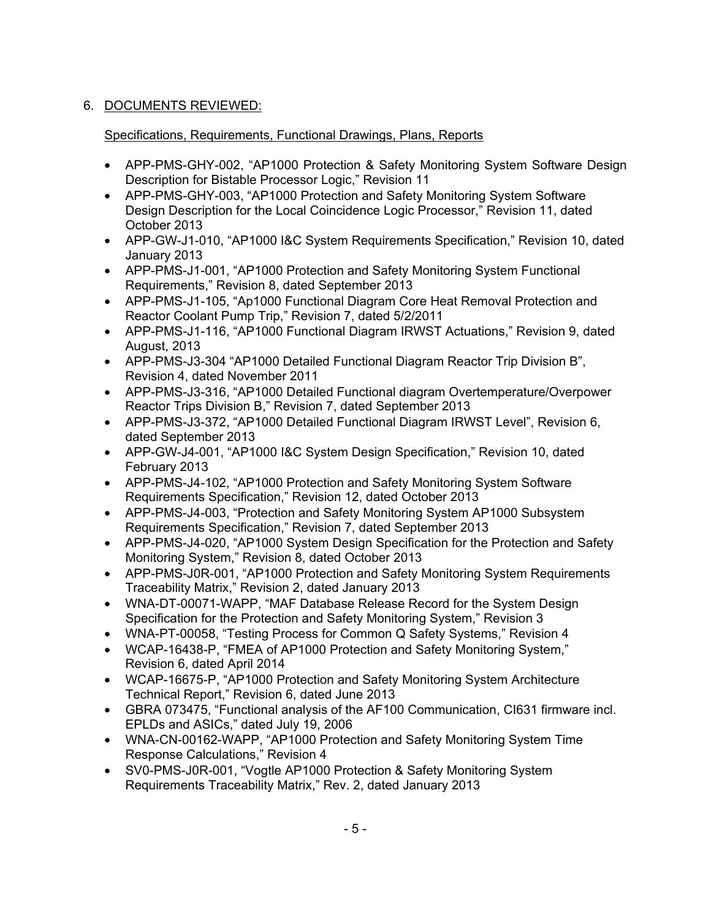6. DOCUMENTS REVIEWED:

Specifications, Requirements, Functional Drawings, Plans, Reports

- APP-PMS-GHY-002, "AP1000 Protection & Safety Monitoring System Software Design Description for Bistable Processor Logic," Revision 11
- APP-PMS-GHY-003, "AP1000 Protection and Safety Monitoring System Software Design Description for the Local Coincidence Logic Processor," Revision 11, dated October 2013
- APP-GW-J1-010, "AP1000 I&C System Requirements Specification," Revision 10, dated January 2013
- APP-PMS-J1-001, "AP1000 Protection and Safety Monitoring System Functional Requirements," Revision 8, dated September 2013
- APP-PMS-J1-105, "Ap1000 Functional Diagram Core Heat Removal Protection and Reactor Coolant Pump Trip," Revision 7, dated 5/2/2011
- APP-PMS-J1-116, "AP1000 Functional Diagram IRWST Actuations," Revision 9, dated August, 2013
- APP-PMS-J3-304 "AP1000 Detailed Functional Diagram Reactor Trip Division B", Revision 4, dated November 2011
- APP-PMS-J3-316, "AP1000 Detailed Functional diagram Overtemperature/Overpower Reactor Trips Division B," Revision 7, dated September 2013
- APP-PMS-J3-372, "AP1000 Detailed Functional Diagram IRWST Level", Revision 6, dated September 2013
- APP-GW-J4-001, "AP1000 I&C System Design Specification," Revision 10, dated February 2013
- APP-PMS-J4-102, "AP1000 Protection and Safety Monitoring System Software Requirements Specification," Revision 12, dated October 2013
- APP-PMS-J4-003, "Protection and Safety Monitoring System AP1000 Subsystem Requirements Specification," Revision 7, dated September 2013
- APP-PMS-J4-020, "AP1000 System Design Specification for the Protection and Safety Monitoring System," Revision 8, dated October 2013
- APP-PMS-J0R-001, "AP1000 Protection and Safety Monitoring System Requirements Traceability Matrix," Revision 2, dated January 2013
- WNA-DT-00071-WAPP, "MAF Database Release Record for the System Design Specification for the Protection and Safety Monitoring System," Revision 3
- WNA-PT-00058, "Testing Process for Common Q Safety Systems," Revision 4
- WCAP-16438-P, "FMEA of AP1000 Protection and Safety Monitoring System," Revision 6, dated April 2014
- WCAP-16675-P, "AP1000 Protection and Safety Monitoring System Architecture Technical Report," Revision 6, dated June 2013
- GBRA 073475, "Functional analysis of the AF100 Communication, CI631 firmware incl. EPLDs and ASICs," dated July 19, 2006
- WNA-CN-00162-WAPP, "AP1000 Protection and Safety Monitoring System Time Response Calculations," Revision 4
- SV0-PMS-J0R-001, "Vogtle AP1000 Protection & Safety Monitoring System Requirements Traceability Matrix," Rev. 2, dated January 2013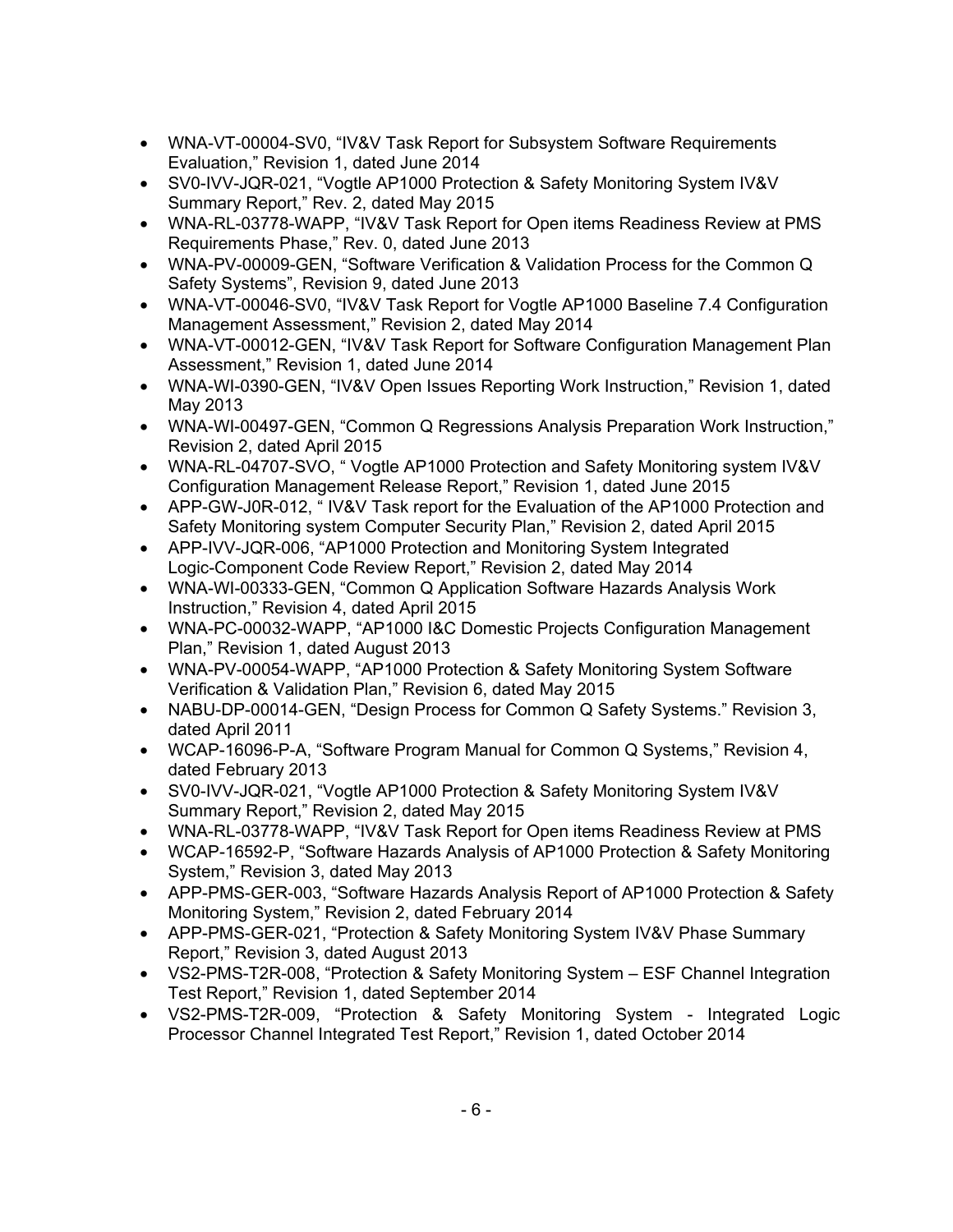- WNA-VT-00004-SV0, "IV&V Task Report for Subsystem Software Requirements Evaluation," Revision 1, dated June 2014
- SV0-IVV-JQR-021, "Vogtle AP1000 Protection & Safety Monitoring System IV&V Summary Report," Rev. 2, dated May 2015
- WNA-RL-03778-WAPP, "IV&V Task Report for Open items Readiness Review at PMS Requirements Phase," Rev. 0, dated June 2013
- WNA-PV-00009-GEN, "Software Verification & Validation Process for the Common Q Safety Systems", Revision 9, dated June 2013
- WNA-VT-00046-SV0, "IV&V Task Report for Vogtle AP1000 Baseline 7.4 Configuration Management Assessment," Revision 2, dated May 2014
- WNA-VT-00012-GEN, "IV&V Task Report for Software Configuration Management Plan Assessment," Revision 1, dated June 2014
- WNA-WI-0390-GEN, "IV&V Open Issues Reporting Work Instruction," Revision 1, dated May 2013
- WNA-WI-00497-GEN, "Common Q Regressions Analysis Preparation Work Instruction," Revision 2, dated April 2015
- WNA-RL-04707-SVO, " Vogtle AP1000 Protection and Safety Monitoring system IV&V Configuration Management Release Report," Revision 1, dated June 2015
- APP-GW-J0R-012, " IV&V Task report for the Evaluation of the AP1000 Protection and Safety Monitoring system Computer Security Plan," Revision 2, dated April 2015
- APP-IVV-JQR-006, "AP1000 Protection and Monitoring System Integrated Logic-Component Code Review Report," Revision 2, dated May 2014
- WNA-WI-00333-GEN, "Common Q Application Software Hazards Analysis Work Instruction," Revision 4, dated April 2015
- WNA-PC-00032-WAPP, "AP1000 I&C Domestic Projects Configuration Management Plan," Revision 1, dated August 2013
- WNA-PV-00054-WAPP, "AP1000 Protection & Safety Monitoring System Software Verification & Validation Plan," Revision 6, dated May 2015
- NABU-DP-00014-GEN, "Design Process for Common Q Safety Systems." Revision 3, dated April 2011
- WCAP-16096-P-A, "Software Program Manual for Common Q Systems," Revision 4, dated February 2013
- SV0-IVV-JQR-021, "Vogtle AP1000 Protection & Safety Monitoring System IV&V Summary Report," Revision 2, dated May 2015
- WNA-RL-03778-WAPP, "IV&V Task Report for Open items Readiness Review at PMS
- WCAP-16592-P, "Software Hazards Analysis of AP1000 Protection & Safety Monitoring System," Revision 3, dated May 2013
- APP-PMS-GER-003, "Software Hazards Analysis Report of AP1000 Protection & Safety Monitoring System," Revision 2, dated February 2014
- APP-PMS-GER-021, "Protection & Safety Monitoring System IV&V Phase Summary Report," Revision 3, dated August 2013
- VS2-PMS-T2R-008, "Protection & Safety Monitoring System – ESF Channel Integration Test Report," Revision 1, dated September 2014
- VS2-PMS-T2R-009, "Protection & Safety Monitoring System - Integrated Logic Processor Channel Integrated Test Report," Revision 1, dated October 2014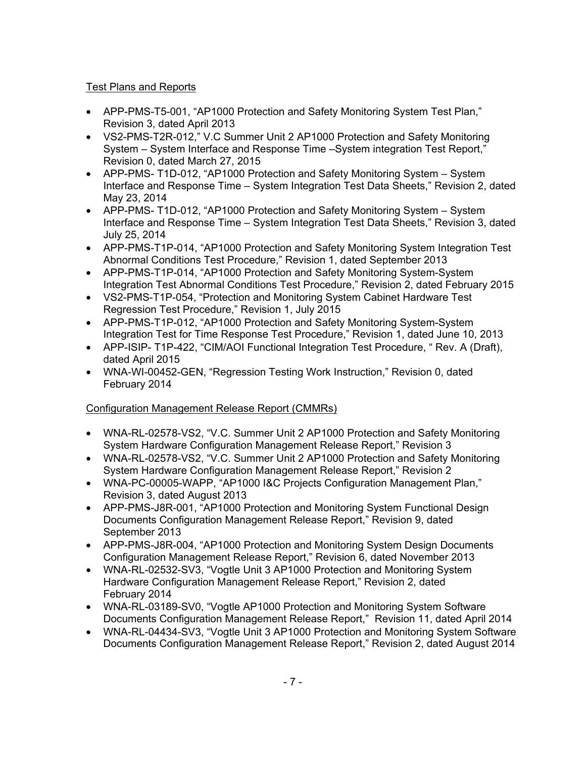Test Plans and Reports

- APP-PMS-T5-001, "AP1000 Protection and Safety Monitoring System Test Plan," Revision 3, dated April 2013
- VS2-PMS-T2R-012," V.C Summer Unit 2 AP1000 Protection and Safety Monitoring System – System Interface and Response Time –System integration Test Report," Revision 0, dated March 27, 2015
- APP-PMS- T1D-012, "AP1000 Protection and Safety Monitoring System – System Interface and Response Time – System Integration Test Data Sheets," Revision 2, dated May 23, 2014
- APP-PMS- T1D-012, "AP1000 Protection and Safety Monitoring System – System Interface and Response Time – System Integration Test Data Sheets," Revision 3, dated July 25, 2014
- APP-PMS-T1P-014, "AP1000 Protection and Safety Monitoring System Integration Test Abnormal Conditions Test Procedure," Revision 1, dated September 2013
- APP-PMS-T1P-014, "AP1000 Protection and Safety Monitoring System-System Integration Test Abnormal Conditions Test Procedure," Revision 2, dated February 2015
- VS2-PMS-T1P-054, "Protection and Monitoring System Cabinet Hardware Test Regression Test Procedure," Revision 1, July 2015
- APP-PMS-T1P-012, "AP1000 Protection and Safety Monitoring System-System Integration Test for Time Response Test Procedure," Revision 1, dated June 10, 2013
- APP-ISIP- T1P-422, "CIM/AOI Functional Integration Test Procedure, " Rev. A (Draft), dated April 2015
- WNA-WI-00452-GEN, "Regression Testing Work Instruction," Revision 0, dated February 2014

Configuration Management Release Report (CMMRs)

- WNA-RL-02578-VS2, "V.C. Summer Unit 2 AP1000 Protection and Safety Monitoring System Hardware Configuration Management Release Report," Revision 3
- WNA-RL-02578-VS2, "V.C. Summer Unit 2 AP1000 Protection and Safety Monitoring System Hardware Configuration Management Release Report," Revision 2
- WNA-PC-00005-WAPP, "AP1000 I&C Projects Configuration Management Plan," Revision 3, dated August 2013
- APP-PMS-J8R-001, "AP1000 Protection and Monitoring System Functional Design Documents Configuration Management Release Report," Revision 9, dated September 2013
- APP-PMS-J8R-004, "AP1000 Protection and Monitoring System Design Documents Configuration Management Release Report," Revision 6, dated November 2013
- WNA-RL-02532-SV3, "Vogtle Unit 3 AP1000 Protection and Monitoring System Hardware Configuration Management Release Report," Revision 2, dated February 2014
- WNA-RL-03189-SV0, "Vogtle AP1000 Protection and Monitoring System Software Documents Configuration Management Release Report," Revision 11, dated April 2014
- WNA-RL-04434-SV3, "Vogtle Unit 3 AP1000 Protection and Monitoring System Software Documents Configuration Management Release Report," Revision 2, dated August 2014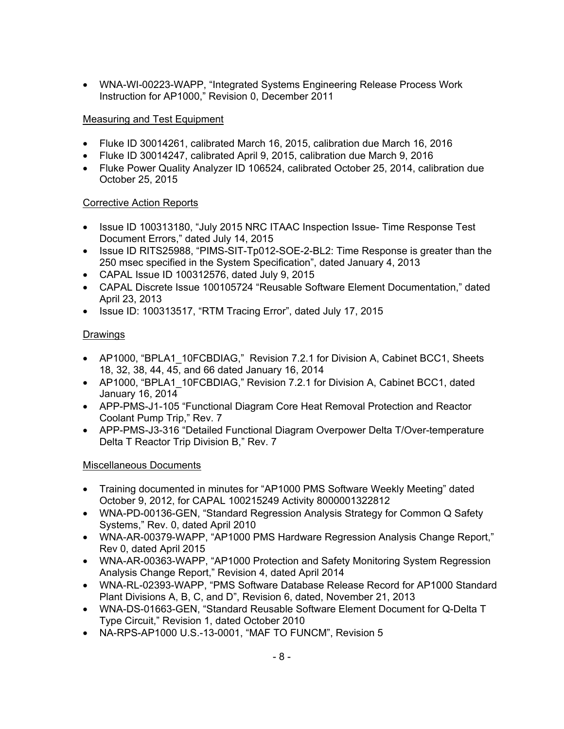- WNA-WI-00223-WAPP, "Integrated Systems Engineering Release Process Work Instruction for AP1000," Revision 0, December 2011

Measuring and Test Equipment

- Fluke ID 30014261, calibrated March 16, 2015, calibration due March 16, 2016
- Fluke ID 30014247, calibrated April 9, 2015, calibration due March 9, 2016
- Fluke Power Quality Analyzer ID 106524, calibrated October 25, 2014, calibration due October 25, 2015

Corrective Action Reports

- Issue ID 100313180, "July 2015 NRC ITAAC Inspection Issue- Time Response Test Document Errors," dated July 14, 2015
- Issue ID RITS25988, "PIMS-SIT-Tp012-SOE-2-BL2: Time Response is greater than the 250 msec specified in the System Specification", dated January 4, 2013
- CAPAL Issue ID 100312576, dated July 9, 2015
- CAPAL Discrete Issue 100105724 "Reusable Software Element Documentation," dated April 23, 2013
- Issue ID: 100313517, "RTM Tracing Error", dated July 17, 2015

Drawings

- AP1000, "BPLA1_10FCBDIAG," Revision 7.2.1 for Division A, Cabinet BCC1, Sheets 18, 32, 38, 44, 45, and 66 dated January 16, 2014
- AP1000, "BPLA1_10FCBDIAG," Revision 7.2.1 for Division A, Cabinet BCC1, dated January 16, 2014
- APP-PMS-J1-105 "Functional Diagram Core Heat Removal Protection and Reactor Coolant Pump Trip," Rev. 7
- APP-PMS-J3-316 "Detailed Functional Diagram Overpower Delta T/Over-temperature Delta T Reactor Trip Division B," Rev. 7

Miscellaneous Documents

- Training documented in minutes for "AP1000 PMS Software Weekly Meeting" dated October 9, 2012, for CAPAL 100215249 Activity 8000001322812
- WNA-PD-00136-GEN, "Standard Regression Analysis Strategy for Common Q Safety Systems," Rev. 0, dated April 2010
- WNA-AR-00379-WAPP, "AP1000 PMS Hardware Regression Analysis Change Report," Rev 0, dated April 2015
- WNA-AR-00363-WAPP, "AP1000 Protection and Safety Monitoring System Regression Analysis Change Report," Revision 4, dated April 2014
- WNA-RL-02393-WAPP, "PMS Software Database Release Record for AP1000 Standard Plant Divisions A, B, C, and D", Revision 6, dated, November 21, 2013
- WNA-DS-01663-GEN, "Standard Reusable Software Element Document for Q-Delta T Type Circuit," Revision 1, dated October 2010
- NA-RPS-AP1000 U.S.-13-0001, "MAF TO FUNCM", Revision 5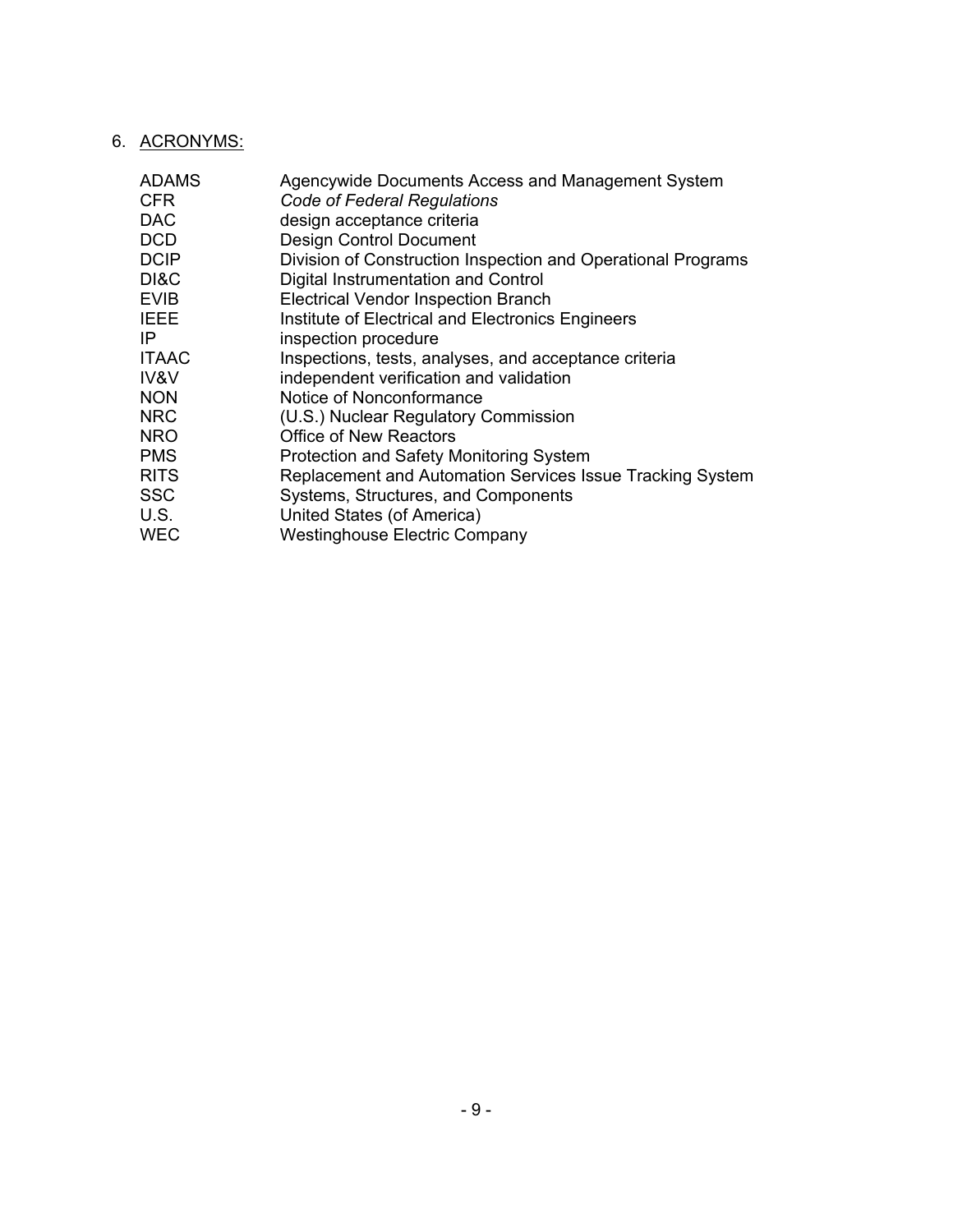6. ACRONYMS:

| | |
|---|---|
| ADAMS | Agencywide Documents Access and Management System |
| CFR | *Code of Federal Regulations* |
| DAC | design acceptance criteria |
| DCD | Design Control Document |
| DCIP | Division of Construction Inspection and Operational Programs |
| DI&C | Digital Instrumentation and Control |
| EVIB | Electrical Vendor Inspection Branch |
| IEEE | Institute of Electrical and Electronics Engineers |
| IP | inspection procedure |
| ITAAC | Inspections, tests, analyses, and acceptance criteria |
| IV&V | independent verification and validation |
| NON | Notice of Nonconformance |
| NRC | (U.S.) Nuclear Regulatory Commission |
| NRO | Office of New Reactors |
| PMS | Protection and Safety Monitoring System |
| RITS | Replacement and Automation Services Issue Tracking System |
| SSC | Systems, Structures, and Components |
| U.S. | United States (of America) |
| WEC | Westinghouse Electric Company |